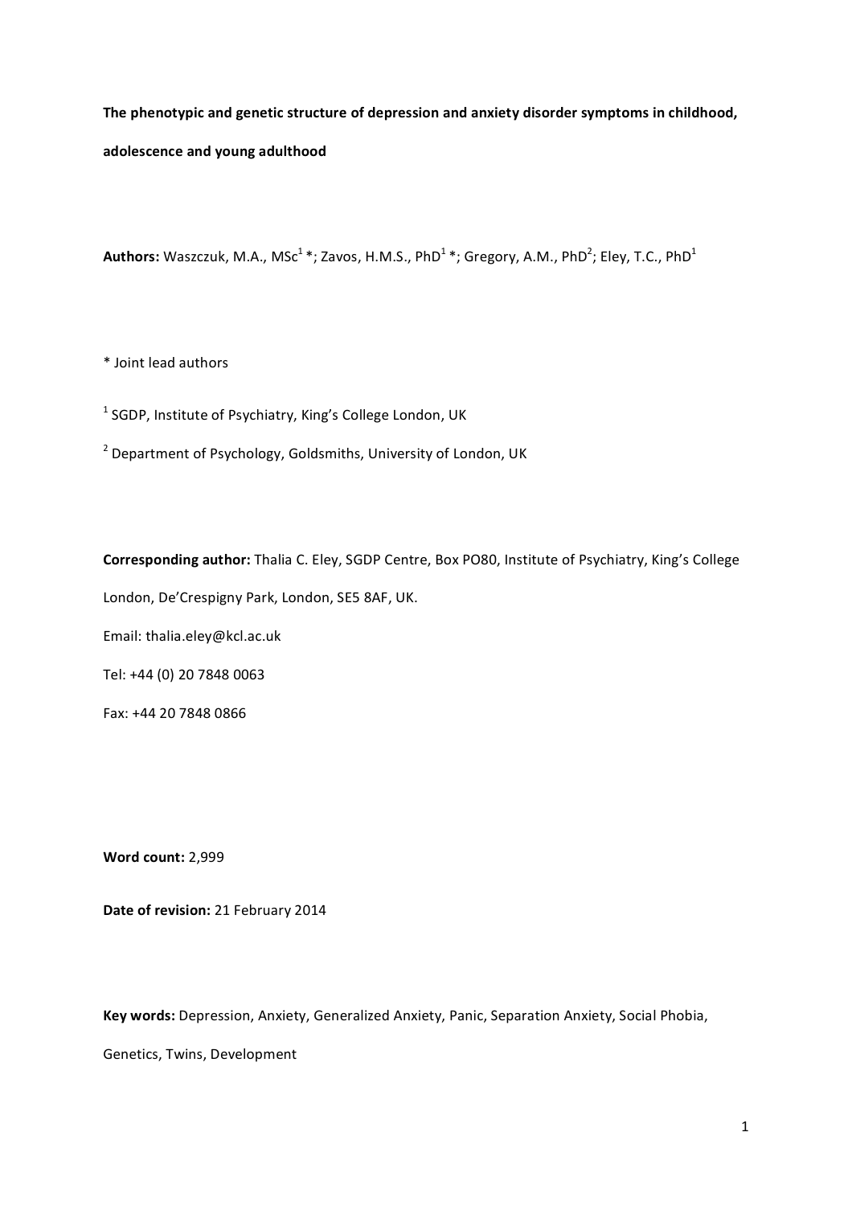**The phenotypic and genetic structure of depression and anxiety disorder symptoms in childhood, adolescence and young adulthood**

**Authors:** Waszczuk, M.A., MSc[1] *; Zavos, H.M.S., PhD[1] *; Gregory, A.M., PhD[2]; Eley, T.C., PhD[1]

* Joint lead authors

[1] SGDP, Institute of Psychiatry, King's College London, UK

[2] Department of Psychology, Goldsmiths, University of London, UK

**Corresponding author:** Thalia C. Eley, SGDP Centre, Box PO80, Institute of Psychiatry, King's College London, De'Crespigny Park, London, SE5 8AF, UK.

Email: thalia.eley@kcl.ac.uk

Tel: +44 (0) 20 7848 0063

Fax: +44 20 7848 0866

**Word count:** 2,999

**Date of revision:** 21 February 2014

**Key words:** Depression, Anxiety, Generalized Anxiety, Panic, Separation Anxiety, Social Phobia, Genetics, Twins, Development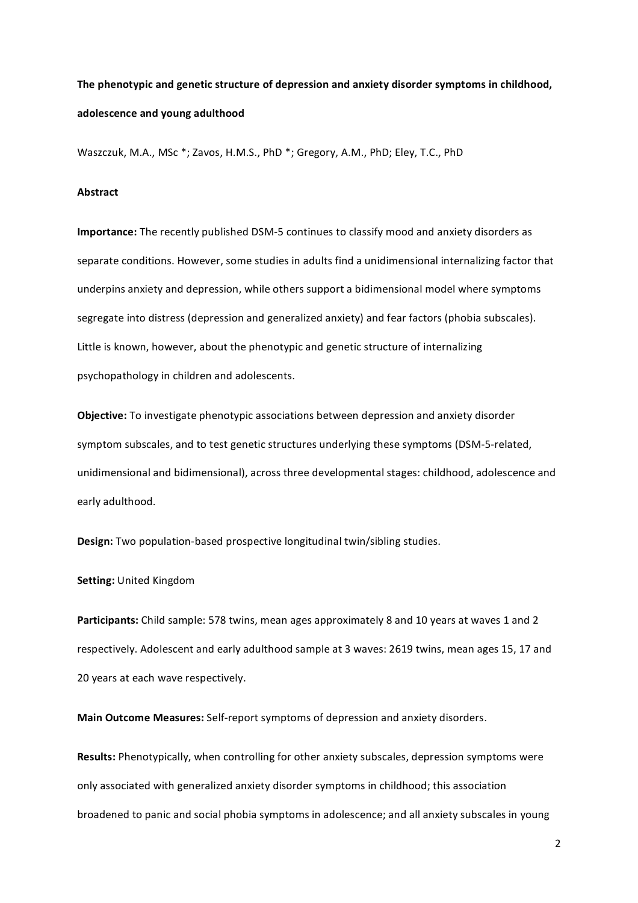**The phenotypic and genetic structure of depression and anxiety disorder symptoms in childhood, adolescence and young adulthood**

Waszczuk, M.A., MSc *; Zavos, H.M.S., PhD *; Gregory, A.M., PhD; Eley, T.C., PhD

**Abstract**

**Importance:** The recently published DSM-5 continues to classify mood and anxiety disorders as separate conditions. However, some studies in adults find a unidimensional internalizing factor that underpins anxiety and depression, while others support a bidimensional model where symptoms segregate into distress (depression and generalized anxiety) and fear factors (phobia subscales). Little is known, however, about the phenotypic and genetic structure of internalizing psychopathology in children and adolescents.

**Objective:** To investigate phenotypic associations between depression and anxiety disorder symptom subscales, and to test genetic structures underlying these symptoms (DSM-5-related, unidimensional and bidimensional), across three developmental stages: childhood, adolescence and early adulthood.

**Design:** Two population-based prospective longitudinal twin/sibling studies.

**Setting:** United Kingdom

**Participants:** Child sample: 578 twins, mean ages approximately 8 and 10 years at waves 1 and 2 respectively. Adolescent and early adulthood sample at 3 waves: 2619 twins, mean ages 15, 17 and 20 years at each wave respectively.

**Main Outcome Measures:** Self-report symptoms of depression and anxiety disorders.

**Results:** Phenotypically, when controlling for other anxiety subscales, depression symptoms were only associated with generalized anxiety disorder symptoms in childhood; this association broadened to panic and social phobia symptoms in adolescence; and all anxiety subscales in young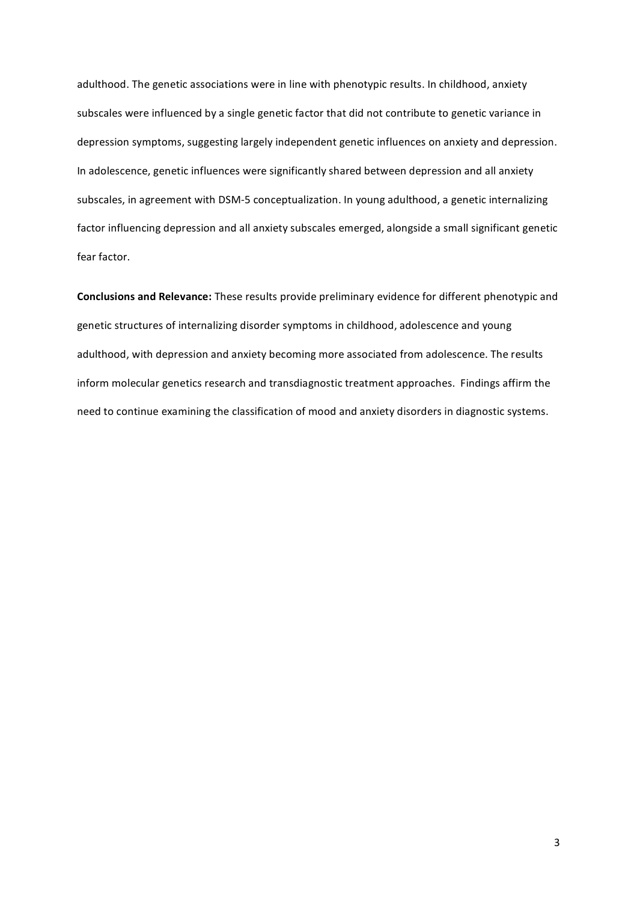adulthood. The genetic associations were in line with phenotypic results. In childhood, anxiety subscales were influenced by a single genetic factor that did not contribute to genetic variance in depression symptoms, suggesting largely independent genetic influences on anxiety and depression. In adolescence, genetic influences were significantly shared between depression and all anxiety subscales, in agreement with DSM-5 conceptualization. In young adulthood, a genetic internalizing factor influencing depression and all anxiety subscales emerged, alongside a small significant genetic fear factor.

**Conclusions and Relevance:** These results provide preliminary evidence for different phenotypic and genetic structures of internalizing disorder symptoms in childhood, adolescence and young adulthood, with depression and anxiety becoming more associated from adolescence. The results inform molecular genetics research and transdiagnostic treatment approaches. Findings affirm the need to continue examining the classification of mood and anxiety disorders in diagnostic systems.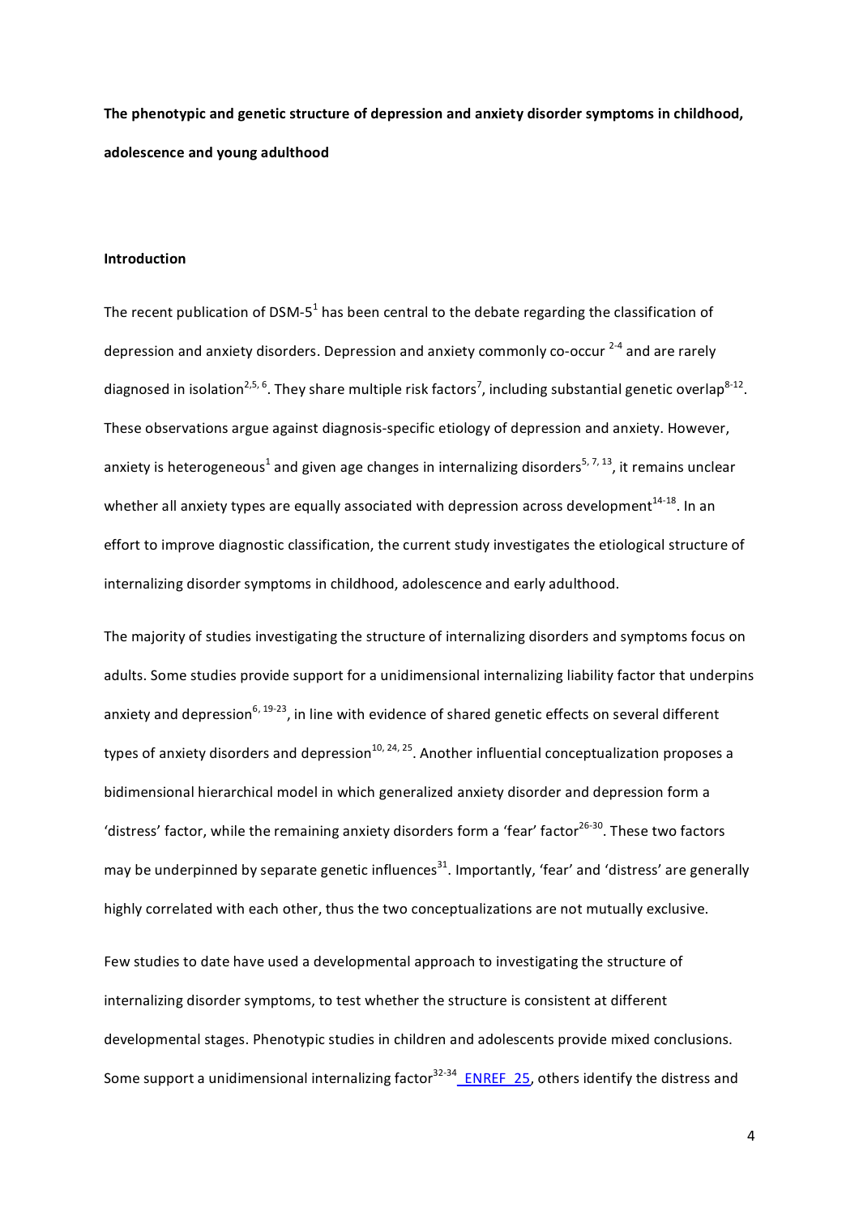**The phenotypic and genetic structure of depression and anxiety disorder symptoms in childhood, adolescence and young adulthood**

**Introduction**

The recent publication of DSM-5[1] has been central to the debate regarding the classification of depression and anxiety disorders. Depression and anxiety commonly co-occur [2-4] and are rarely diagnosed in isolation[2,5, 6]. They share multiple risk factors[7], including substantial genetic overlap[8-12]. These observations argue against diagnosis-specific etiology of depression and anxiety. However, anxiety is heterogeneous[1] and given age changes in internalizing disorders[5, 7, 13], it remains unclear whether all anxiety types are equally associated with depression across development[14-18]. In an effort to improve diagnostic classification, the current study investigates the etiological structure of internalizing disorder symptoms in childhood, adolescence and early adulthood.

The majority of studies investigating the structure of internalizing disorders and symptoms focus on adults. Some studies provide support for a unidimensional internalizing liability factor that underpins anxiety and depression[6, 19-23], in line with evidence of shared genetic effects on several different types of anxiety disorders and depression[10, 24, 25]. Another influential conceptualization proposes a bidimensional hierarchical model in which generalized anxiety disorder and depression form a 'distress' factor, while the remaining anxiety disorders form a 'fear' factor[26-30]. These two factors may be underpinned by separate genetic influences[31]. Importantly, 'fear' and 'distress' are generally highly correlated with each other, thus the two conceptualizations are not mutually exclusive.

Few studies to date have used a developmental approach to investigating the structure of internalizing disorder symptoms, to test whether the structure is consistent at different developmental stages. Phenotypic studies in children and adolescents provide mixed conclusions. Some support a unidimensional internalizing factor[32-34] _ENREF_25, others identify the distress and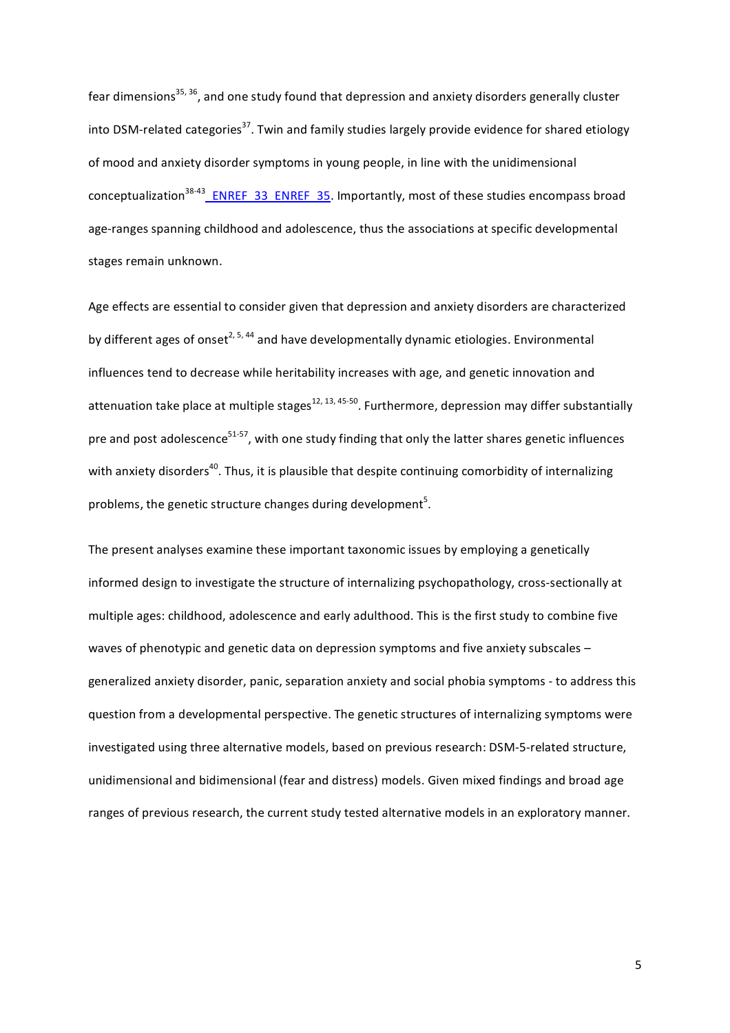fear dimensions[35, 36], and one study found that depression and anxiety disorders generally cluster into DSM-related categories[37]. Twin and family studies largely provide evidence for shared etiology of mood and anxiety disorder symptoms in young people, in line with the unidimensional conceptualization[38-43] _ENREF_33_ENREF_35. Importantly, most of these studies encompass broad age-ranges spanning childhood and adolescence, thus the associations at specific developmental stages remain unknown.

Age effects are essential to consider given that depression and anxiety disorders are characterized by different ages of onset[2, 5, 44] and have developmentally dynamic etiologies. Environmental influences tend to decrease while heritability increases with age, and genetic innovation and attenuation take place at multiple stages[12, 13, 45-50]. Furthermore, depression may differ substantially pre and post adolescence[51-57], with one study finding that only the latter shares genetic influences with anxiety disorders[40]. Thus, it is plausible that despite continuing comorbidity of internalizing problems, the genetic structure changes during development[5].

The present analyses examine these important taxonomic issues by employing a genetically informed design to investigate the structure of internalizing psychopathology, cross-sectionally at multiple ages: childhood, adolescence and early adulthood. This is the first study to combine five waves of phenotypic and genetic data on depression symptoms and five anxiety subscales – generalized anxiety disorder, panic, separation anxiety and social phobia symptoms - to address this question from a developmental perspective. The genetic structures of internalizing symptoms were investigated using three alternative models, based on previous research: DSM-5-related structure, unidimensional and bidimensional (fear and distress) models. Given mixed findings and broad age ranges of previous research, the current study tested alternative models in an exploratory manner.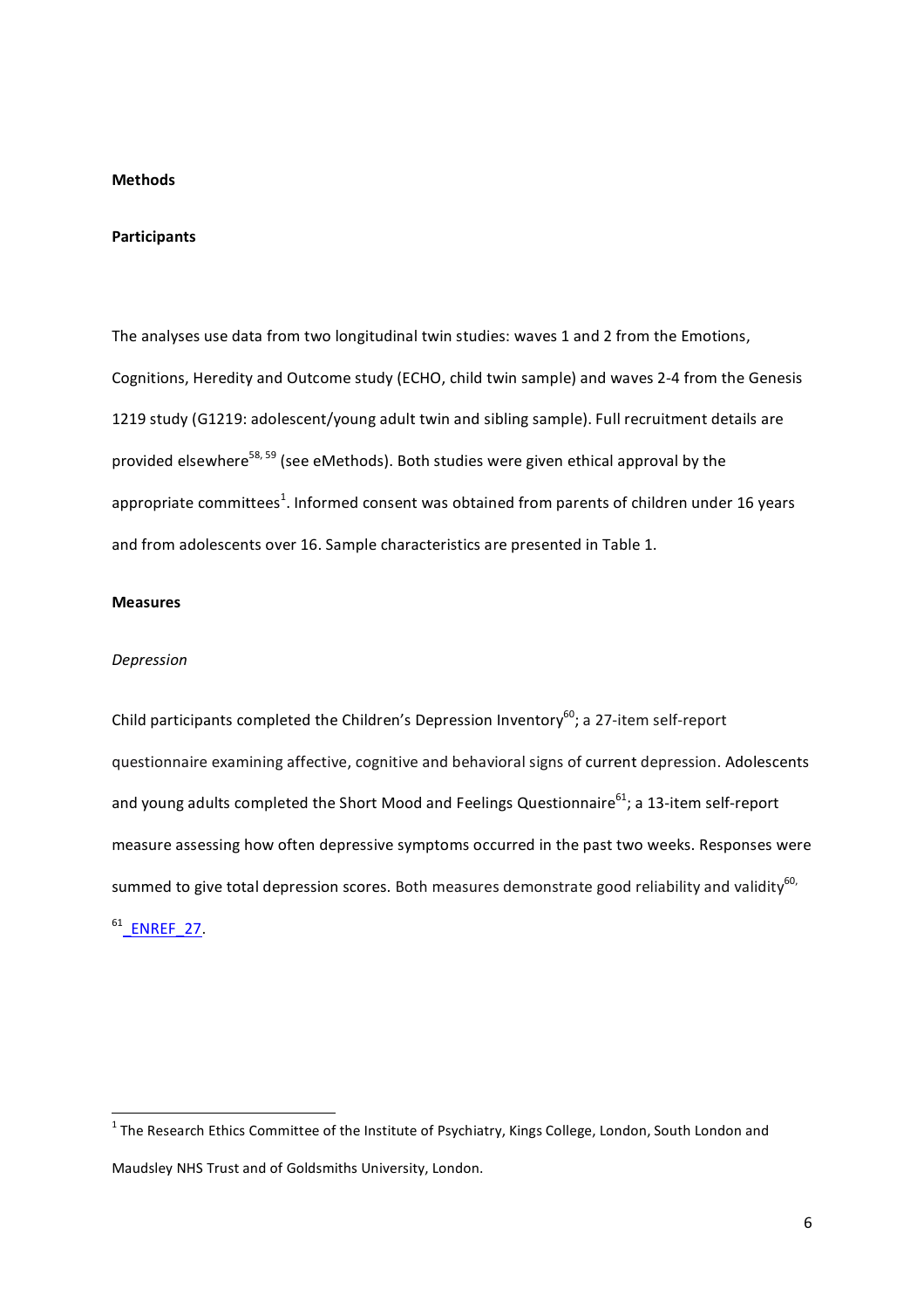**Methods**

**Participants**

The analyses use data from two longitudinal twin studies: waves 1 and 2 from the Emotions, Cognitions, Heredity and Outcome study (ECHO, child twin sample) and waves 2-4 from the Genesis 1219 study (G1219: adolescent/young adult twin and sibling sample). Full recruitment details are provided elsewhere[58, 59] (see eMethods). Both studies were given ethical approval by the appropriate committees[1]. Informed consent was obtained from parents of children under 16 years and from adolescents over 16. Sample characteristics are presented in Table 1.

**Measures**

*Depression*

Child participants completed the Children's Depression Inventory[60]; a 27-item self-report questionnaire examining affective, cognitive and behavioral signs of current depression. Adolescents and young adults completed the Short Mood and Feelings Questionnaire[61]; a 13-item self-report measure assessing how often depressive symptoms occurred in the past two weeks. Responses were summed to give total depression scores. Both measures demonstrate good reliability and validity[60, 61] _ENREF_27.

---

[1] The Research Ethics Committee of the Institute of Psychiatry, Kings College, London, South London and Maudsley NHS Trust and of Goldsmiths University, London.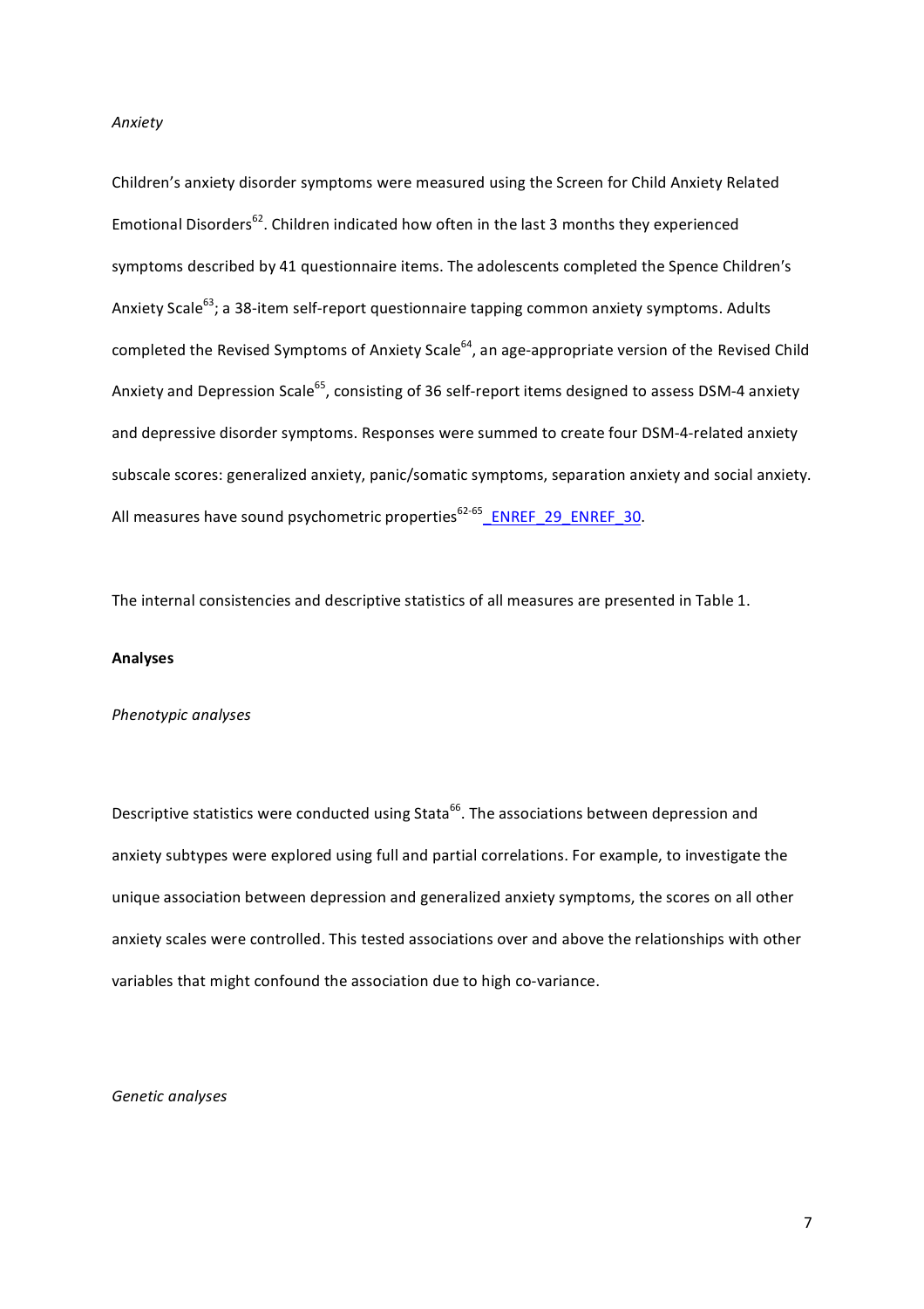*Anxiety*

Children's anxiety disorder symptoms were measured using the Screen for Child Anxiety Related Emotional Disorders[62]. Children indicated how often in the last 3 months they experienced symptoms described by 41 questionnaire items. The adolescents completed the Spence Children's Anxiety Scale[63]; a 38-item self-report questionnaire tapping common anxiety symptoms. Adults completed the Revised Symptoms of Anxiety Scale[64], an age-appropriate version of the Revised Child Anxiety and Depression Scale[65], consisting of 36 self-report items designed to assess DSM-4 anxiety and depressive disorder symptoms. Responses were summed to create four DSM-4-related anxiety subscale scores: generalized anxiety, panic/somatic symptoms, separation anxiety and social anxiety. All measures have sound psychometric properties[62-65] _ENREF_29_ENREF_30.

The internal consistencies and descriptive statistics of all measures are presented in Table 1.

**Analyses**

*Phenotypic analyses*

Descriptive statistics were conducted using Stata[66]. The associations between depression and anxiety subtypes were explored using full and partial correlations. For example, to investigate the unique association between depression and generalized anxiety symptoms, the scores on all other anxiety scales were controlled. This tested associations over and above the relationships with other variables that might confound the association due to high co-variance.

*Genetic analyses*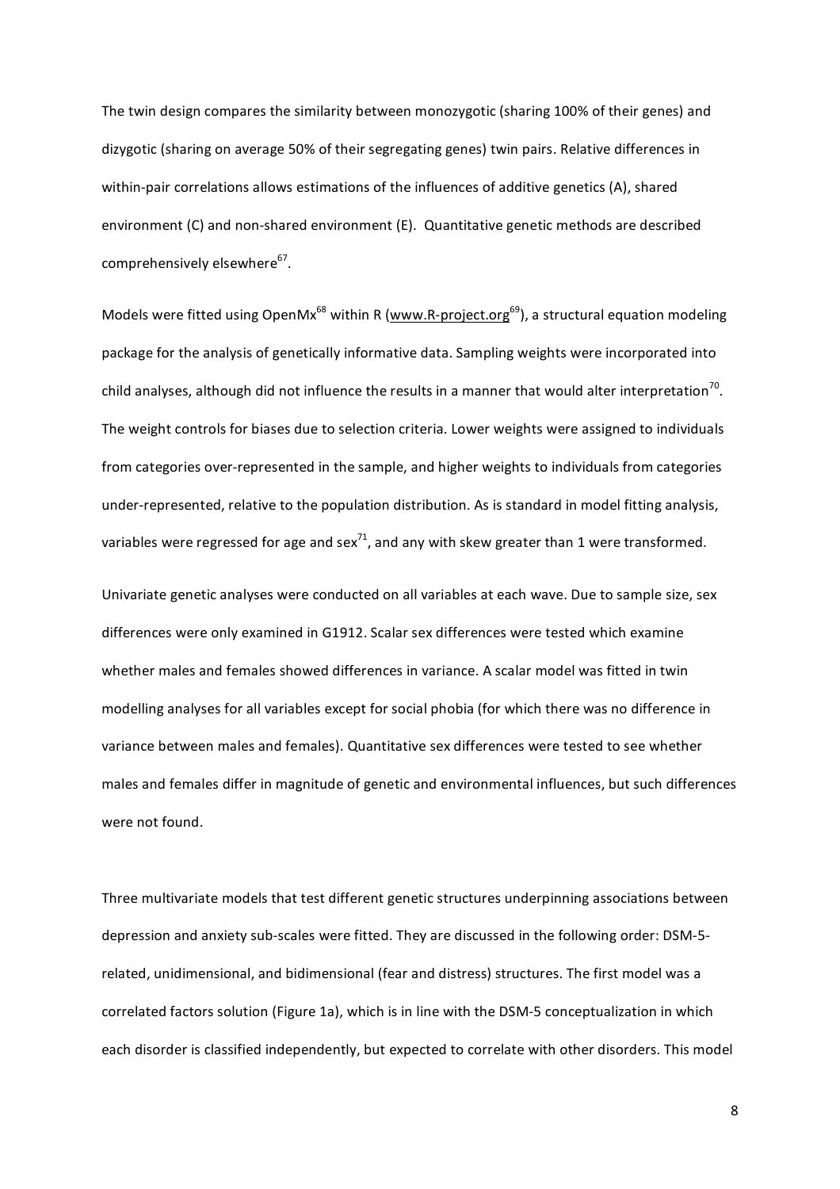The twin design compares the similarity between monozygotic (sharing 100% of their genes) and dizygotic (sharing on average 50% of their segregating genes) twin pairs. Relative differences in within-pair correlations allows estimations of the influences of additive genetics (A), shared environment (C) and non-shared environment (E). Quantitative genetic methods are described comprehensively elsewhere[67].

Models were fitted using OpenMx[68] within R (www.R-project.org[69]), a structural equation modeling package for the analysis of genetically informative data. Sampling weights were incorporated into child analyses, although did not influence the results in a manner that would alter interpretation[70]. The weight controls for biases due to selection criteria. Lower weights were assigned to individuals from categories over-represented in the sample, and higher weights to individuals from categories under-represented, relative to the population distribution. As is standard in model fitting analysis, variables were regressed for age and sex[71], and any with skew greater than 1 were transformed.

Univariate genetic analyses were conducted on all variables at each wave. Due to sample size, sex differences were only examined in G1912. Scalar sex differences were tested which examine whether males and females showed differences in variance. A scalar model was fitted in twin modelling analyses for all variables except for social phobia (for which there was no difference in variance between males and females). Quantitative sex differences were tested to see whether males and females differ in magnitude of genetic and environmental influences, but such differences were not found.

Three multivariate models that test different genetic structures underpinning associations between depression and anxiety sub-scales were fitted. They are discussed in the following order: DSM-5-related, unidimensional, and bidimensional (fear and distress) structures. The first model was a correlated factors solution (Figure 1a), which is in line with the DSM-5 conceptualization in which each disorder is classified independently, but expected to correlate with other disorders. This model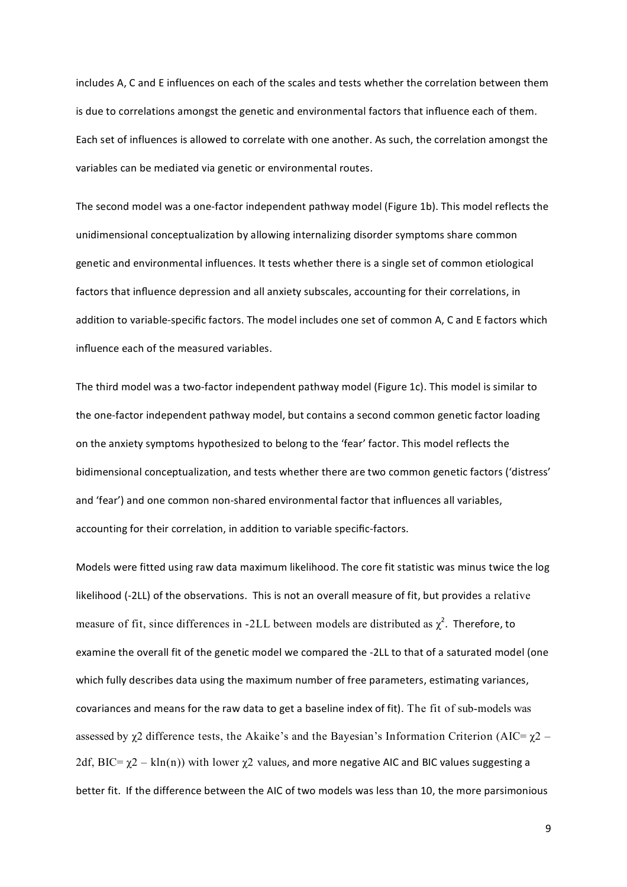includes A, C and E influences on each of the scales and tests whether the correlation between them is due to correlations amongst the genetic and environmental factors that influence each of them. Each set of influences is allowed to correlate with one another. As such, the correlation amongst the variables can be mediated via genetic or environmental routes.

The second model was a one-factor independent pathway model (Figure 1b). This model reflects the unidimensional conceptualization by allowing internalizing disorder symptoms share common genetic and environmental influences. It tests whether there is a single set of common etiological factors that influence depression and all anxiety subscales, accounting for their correlations, in addition to variable-specific factors. The model includes one set of common A, C and E factors which influence each of the measured variables.

The third model was a two-factor independent pathway model (Figure 1c). This model is similar to the one-factor independent pathway model, but contains a second common genetic factor loading on the anxiety symptoms hypothesized to belong to the 'fear' factor. This model reflects the bidimensional conceptualization, and tests whether there are two common genetic factors ('distress' and 'fear') and one common non-shared environmental factor that influences all variables, accounting for their correlation, in addition to variable specific-factors.

Models were fitted using raw data maximum likelihood. The core fit statistic was minus twice the log likelihood (-2LL) of the observations. This is not an overall measure of fit, but provides a relative measure of fit, since differences in -2LL between models are distributed as $\chi^2$. Therefore, to examine the overall fit of the genetic model we compared the -2LL to that of a saturated model (one which fully describes data using the maximum number of free parameters, estimating variances, covariances and means for the raw data to get a baseline index of fit). The fit of sub-models was assessed by $\chi 2$ difference tests, the Akaike's and the Bayesian's Information Criterion (AIC= $\chi 2$ – 2df, BIC= $\chi 2$ – kln(n)) with lower $\chi 2$ values, and more negative AIC and BIC values suggesting a better fit. If the difference between the AIC of two models was less than 10, the more parsimonious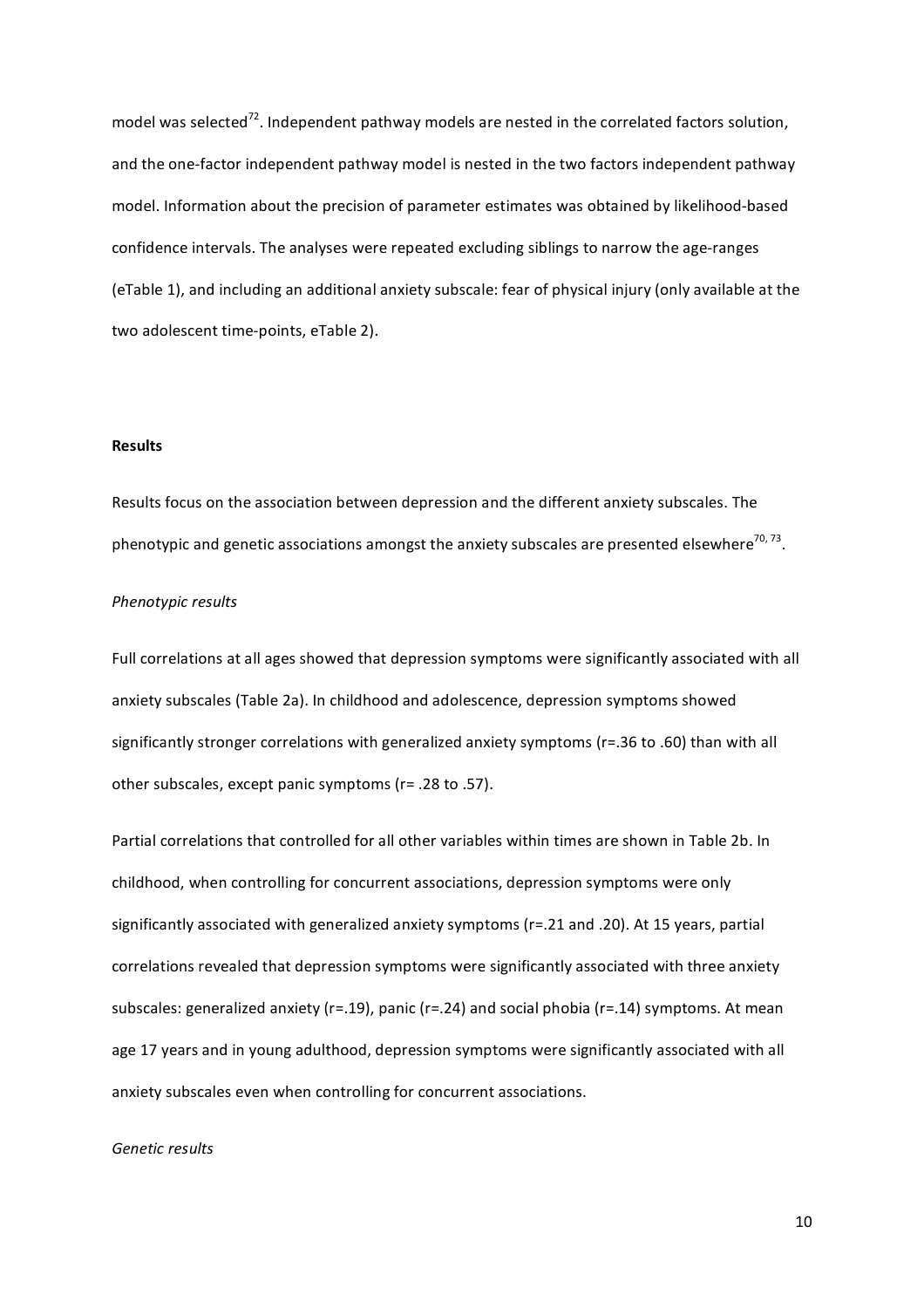model was selected[72]. Independent pathway models are nested in the correlated factors solution, and the one-factor independent pathway model is nested in the two factors independent pathway model. Information about the precision of parameter estimates was obtained by likelihood-based confidence intervals. The analyses were repeated excluding siblings to narrow the age-ranges (eTable 1), and including an additional anxiety subscale: fear of physical injury (only available at the two adolescent time-points, eTable 2).

## Results

Results focus on the association between depression and the different anxiety subscales. The phenotypic and genetic associations amongst the anxiety subscales are presented elsewhere[70, 73].

### *Phenotypic results*

Full correlations at all ages showed that depression symptoms were significantly associated with all anxiety subscales (Table 2a). In childhood and adolescence, depression symptoms showed significantly stronger correlations with generalized anxiety symptoms (r=.36 to .60) than with all other subscales, except panic symptoms (r= .28 to .57).

Partial correlations that controlled for all other variables within times are shown in Table 2b. In childhood, when controlling for concurrent associations, depression symptoms were only significantly associated with generalized anxiety symptoms (r=.21 and .20). At 15 years, partial correlations revealed that depression symptoms were significantly associated with three anxiety subscales: generalized anxiety (r=.19), panic (r=.24) and social phobia (r=.14) symptoms. At mean age 17 years and in young adulthood, depression symptoms were significantly associated with all anxiety subscales even when controlling for concurrent associations.

### *Genetic results*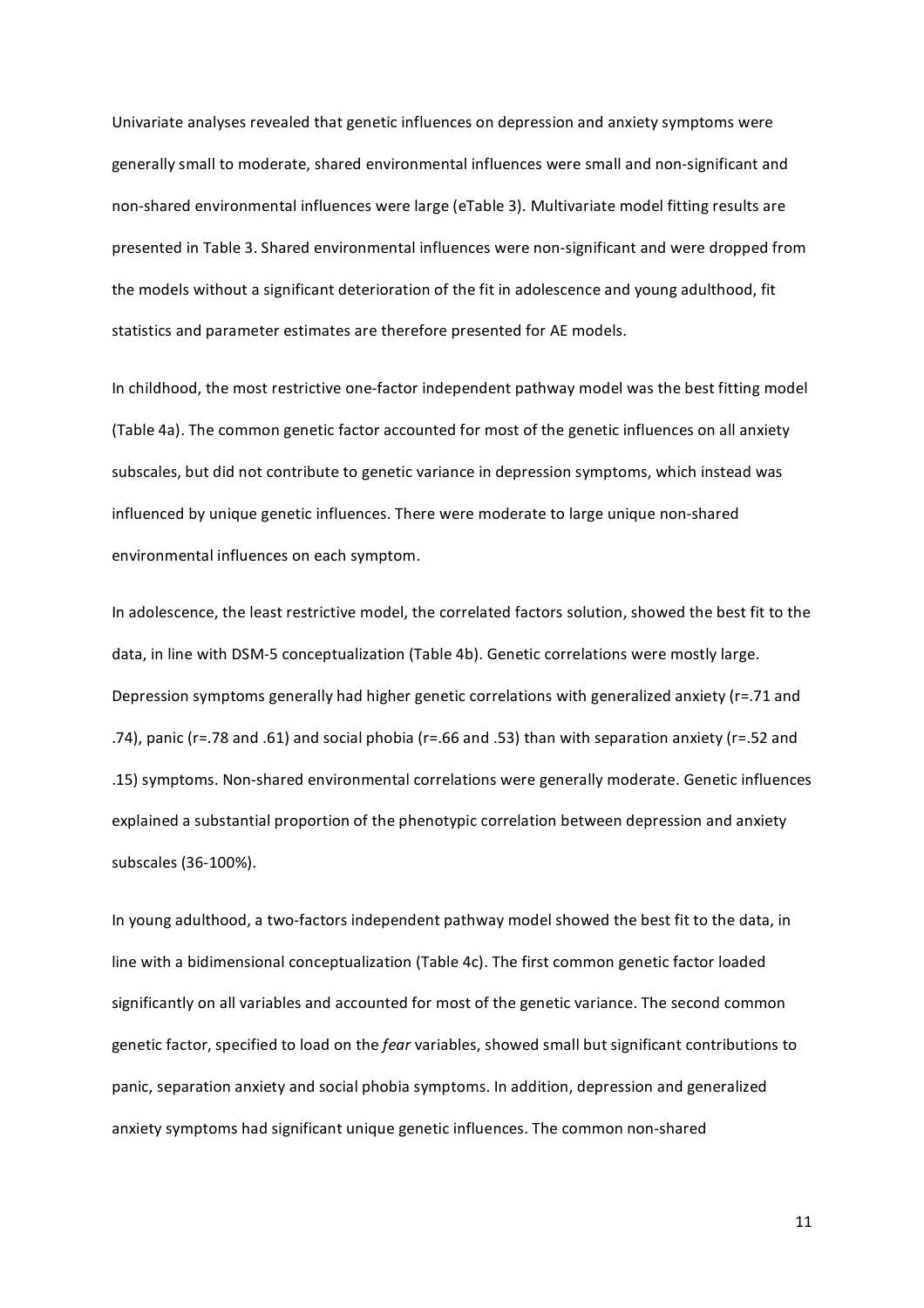Univariate analyses revealed that genetic influences on depression and anxiety symptoms were generally small to moderate, shared environmental influences were small and non-significant and non-shared environmental influences were large (eTable 3). Multivariate model fitting results are presented in Table 3. Shared environmental influences were non-significant and were dropped from the models without a significant deterioration of the fit in adolescence and young adulthood, fit statistics and parameter estimates are therefore presented for AE models.

In childhood, the most restrictive one-factor independent pathway model was the best fitting model (Table 4a). The common genetic factor accounted for most of the genetic influences on all anxiety subscales, but did not contribute to genetic variance in depression symptoms, which instead was influenced by unique genetic influences. There were moderate to large unique non-shared environmental influences on each symptom.

In adolescence, the least restrictive model, the correlated factors solution, showed the best fit to the data, in line with DSM-5 conceptualization (Table 4b). Genetic correlations were mostly large. Depression symptoms generally had higher genetic correlations with generalized anxiety (r=.71 and .74), panic (r=.78 and .61) and social phobia (r=.66 and .53) than with separation anxiety (r=.52 and .15) symptoms. Non-shared environmental correlations were generally moderate. Genetic influences explained a substantial proportion of the phenotypic correlation between depression and anxiety subscales (36-100%).

In young adulthood, a two-factors independent pathway model showed the best fit to the data, in line with a bidimensional conceptualization (Table 4c). The first common genetic factor loaded significantly on all variables and accounted for most of the genetic variance. The second common genetic factor, specified to load on the *fear* variables, showed small but significant contributions to panic, separation anxiety and social phobia symptoms. In addition, depression and generalized anxiety symptoms had significant unique genetic influences. The common non-shared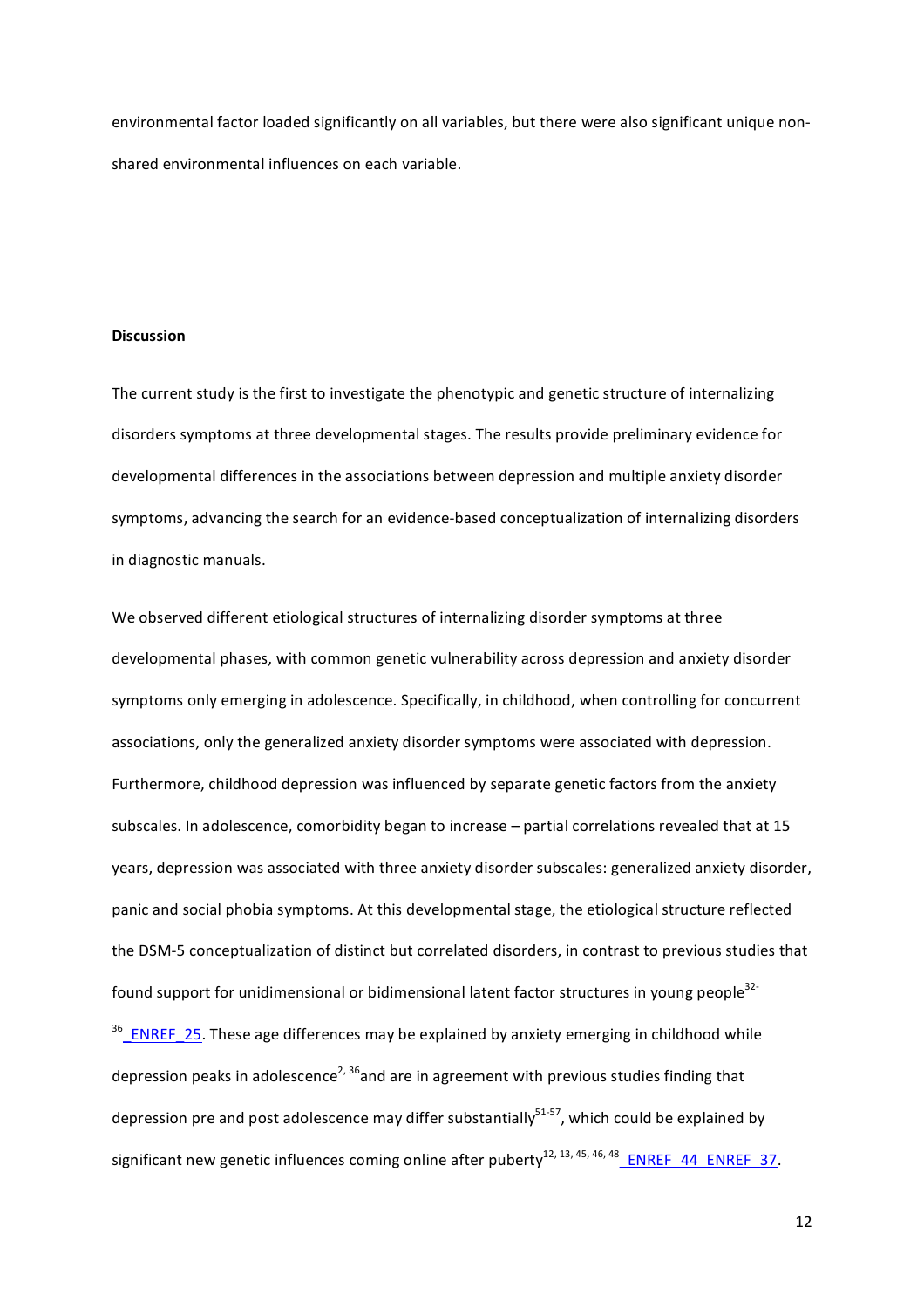environmental factor loaded significantly on all variables, but there were also significant unique non-shared environmental influences on each variable.

## Discussion

The current study is the first to investigate the phenotypic and genetic structure of internalizing disorders symptoms at three developmental stages. The results provide preliminary evidence for developmental differences in the associations between depression and multiple anxiety disorder symptoms, advancing the search for an evidence-based conceptualization of internalizing disorders in diagnostic manuals.

We observed different etiological structures of internalizing disorder symptoms at three developmental phases, with common genetic vulnerability across depression and anxiety disorder symptoms only emerging in adolescence. Specifically, in childhood, when controlling for concurrent associations, only the generalized anxiety disorder symptoms were associated with depression. Furthermore, childhood depression was influenced by separate genetic factors from the anxiety subscales. In adolescence, comorbidity began to increase – partial correlations revealed that at 15 years, depression was associated with three anxiety disorder subscales: generalized anxiety disorder, panic and social phobia symptoms. At this developmental stage, the etiological structure reflected the DSM-5 conceptualization of distinct but correlated disorders, in contrast to previous studies that found support for unidimensional or bidimensional latent factor structures in young people[32-36] _ENREF_25. These age differences may be explained by anxiety emerging in childhood while depression peaks in adolescence[2, 36]and are in agreement with previous studies finding that depression pre and post adolescence may differ substantially[51-57], which could be explained by significant new genetic influences coming online after puberty[12, 13, 45, 46, 48] _ENREF_44 _ENREF_37.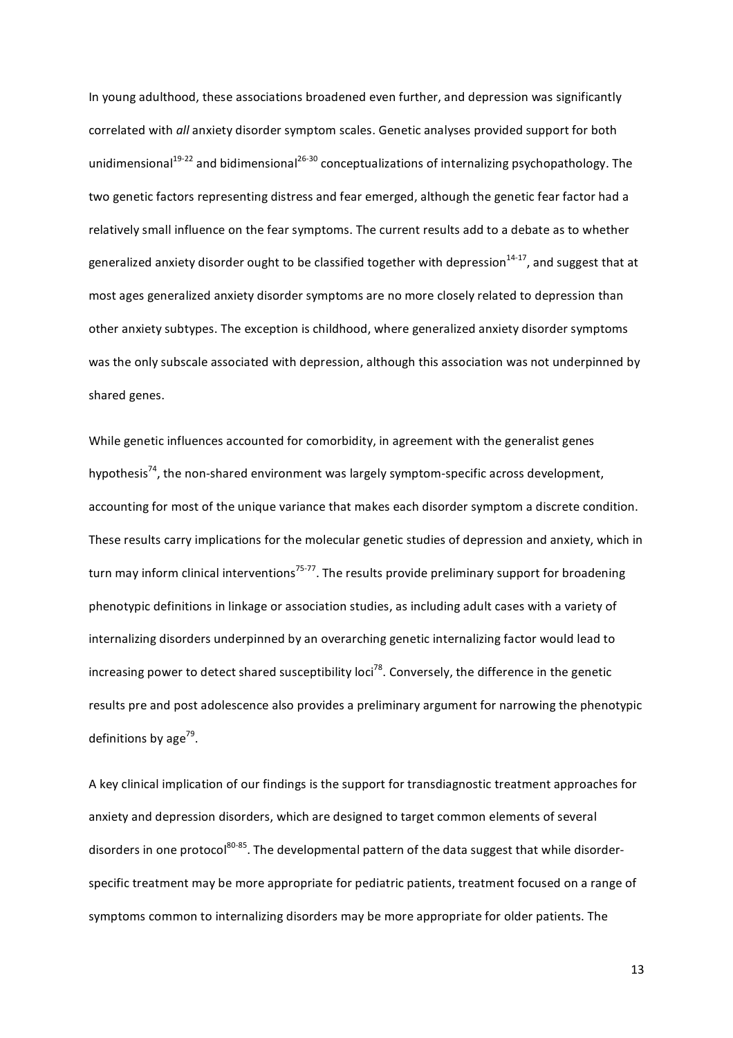In young adulthood, these associations broadened even further, and depression was significantly correlated with *all* anxiety disorder symptom scales. Genetic analyses provided support for both unidimensional[19-22] and bidimensional[26-30] conceptualizations of internalizing psychopathology. The two genetic factors representing distress and fear emerged, although the genetic fear factor had a relatively small influence on the fear symptoms. The current results add to a debate as to whether generalized anxiety disorder ought to be classified together with depression[14-17], and suggest that at most ages generalized anxiety disorder symptoms are no more closely related to depression than other anxiety subtypes. The exception is childhood, where generalized anxiety disorder symptoms was the only subscale associated with depression, although this association was not underpinned by shared genes.

While genetic influences accounted for comorbidity, in agreement with the generalist genes hypothesis[74], the non-shared environment was largely symptom-specific across development, accounting for most of the unique variance that makes each disorder symptom a discrete condition. These results carry implications for the molecular genetic studies of depression and anxiety, which in turn may inform clinical interventions[75-77]. The results provide preliminary support for broadening phenotypic definitions in linkage or association studies, as including adult cases with a variety of internalizing disorders underpinned by an overarching genetic internalizing factor would lead to increasing power to detect shared susceptibility loci[78]. Conversely, the difference in the genetic results pre and post adolescence also provides a preliminary argument for narrowing the phenotypic definitions by age[79].

A key clinical implication of our findings is the support for transdiagnostic treatment approaches for anxiety and depression disorders, which are designed to target common elements of several disorders in one protocol[80-85]. The developmental pattern of the data suggest that while disorder-specific treatment may be more appropriate for pediatric patients, treatment focused on a range of symptoms common to internalizing disorders may be more appropriate for older patients. The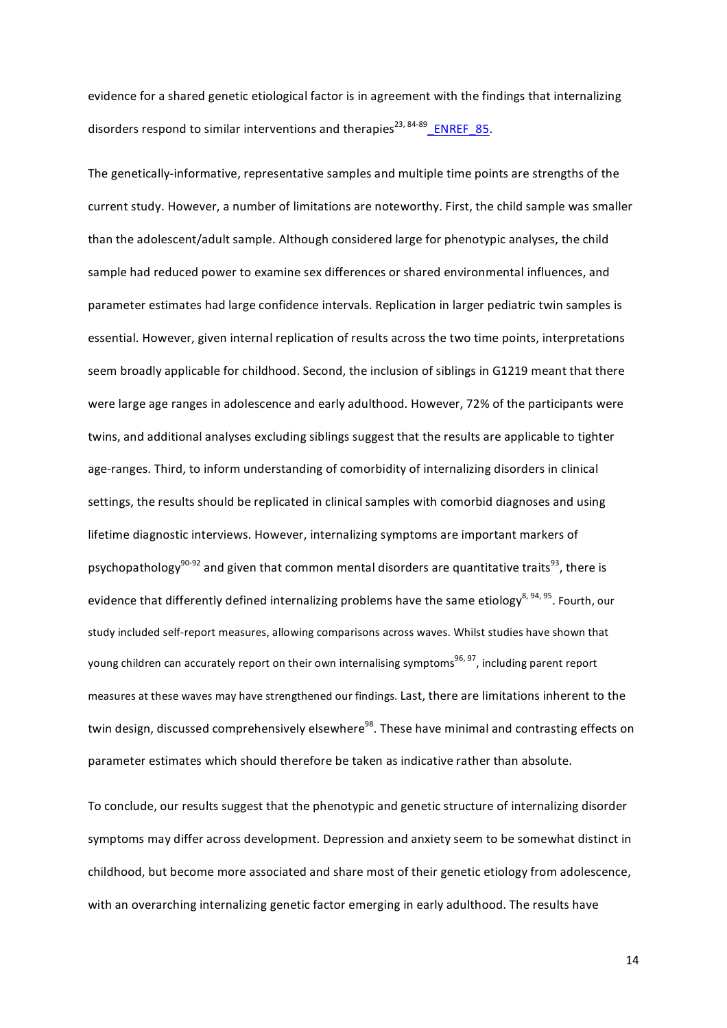evidence for a shared genetic etiological factor is in agreement with the findings that internalizing disorders respond to similar interventions and therapies[23, 84-89] _ENREF_85.

The genetically-informative, representative samples and multiple time points are strengths of the current study. However, a number of limitations are noteworthy. First, the child sample was smaller than the adolescent/adult sample. Although considered large for phenotypic analyses, the child sample had reduced power to examine sex differences or shared environmental influences, and parameter estimates had large confidence intervals. Replication in larger pediatric twin samples is essential. However, given internal replication of results across the two time points, interpretations seem broadly applicable for childhood. Second, the inclusion of siblings in G1219 meant that there were large age ranges in adolescence and early adulthood. However, 72% of the participants were twins, and additional analyses excluding siblings suggest that the results are applicable to tighter age-ranges. Third, to inform understanding of comorbidity of internalizing disorders in clinical settings, the results should be replicated in clinical samples with comorbid diagnoses and using lifetime diagnostic interviews. However, internalizing symptoms are important markers of psychopathology[90-92] and given that common mental disorders are quantitative traits[93], there is evidence that differently defined internalizing problems have the same etiology[8, 94, 95]. Fourth, our study included self-report measures, allowing comparisons across waves. Whilst studies have shown that young children can accurately report on their own internalising symptoms[96, 97], including parent report measures at these waves may have strengthened our findings. Last, there are limitations inherent to the twin design, discussed comprehensively elsewhere[98]. These have minimal and contrasting effects on parameter estimates which should therefore be taken as indicative rather than absolute.

To conclude, our results suggest that the phenotypic and genetic structure of internalizing disorder symptoms may differ across development. Depression and anxiety seem to be somewhat distinct in childhood, but become more associated and share most of their genetic etiology from adolescence, with an overarching internalizing genetic factor emerging in early adulthood. The results have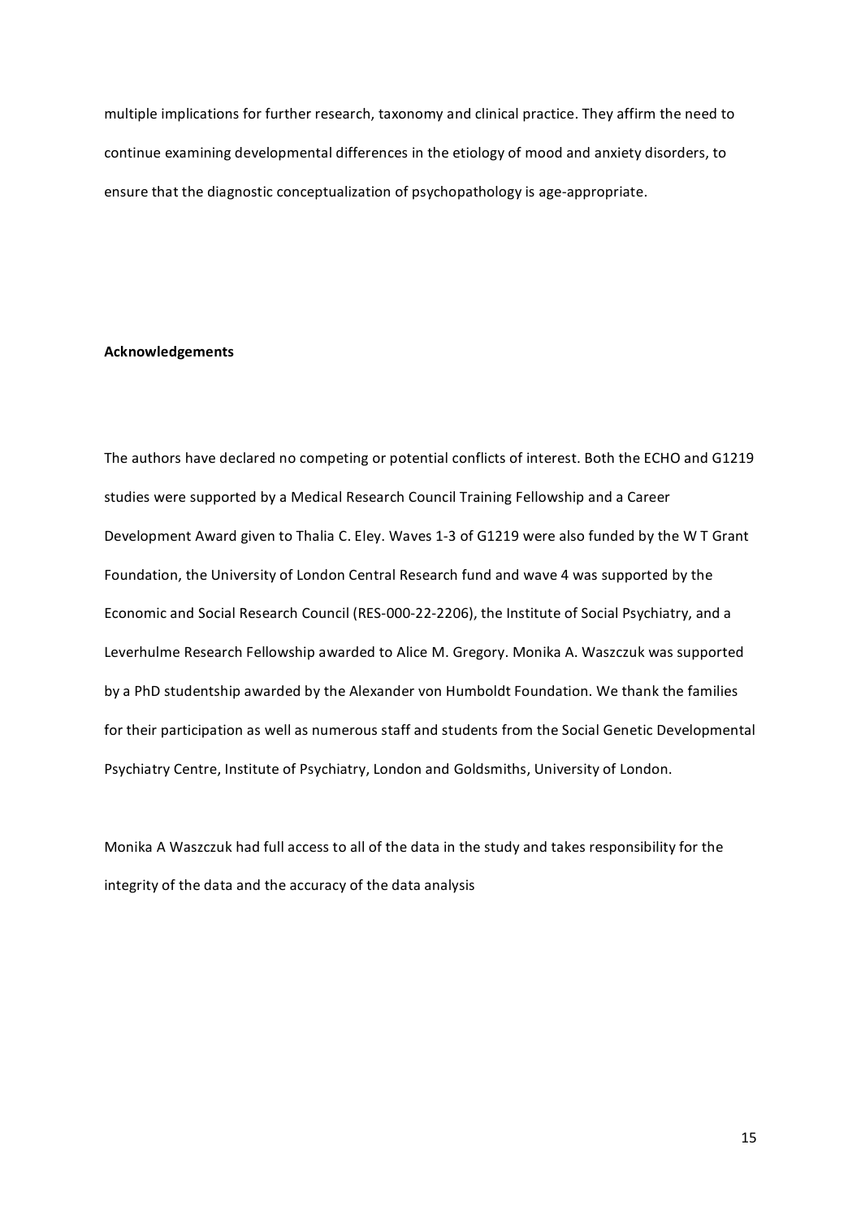multiple implications for further research, taxonomy and clinical practice. They affirm the need to continue examining developmental differences in the etiology of mood and anxiety disorders, to ensure that the diagnostic conceptualization of psychopathology is age-appropriate.

**Acknowledgements**

The authors have declared no competing or potential conflicts of interest. Both the ECHO and G1219 studies were supported by a Medical Research Council Training Fellowship and a Career Development Award given to Thalia C. Eley. Waves 1-3 of G1219 were also funded by the W T Grant Foundation, the University of London Central Research fund and wave 4 was supported by the Economic and Social Research Council (RES-000-22-2206), the Institute of Social Psychiatry, and a Leverhulme Research Fellowship awarded to Alice M. Gregory. Monika A. Waszczuk was supported by a PhD studentship awarded by the Alexander von Humboldt Foundation. We thank the families for their participation as well as numerous staff and students from the Social Genetic Developmental Psychiatry Centre, Institute of Psychiatry, London and Goldsmiths, University of London.

Monika A Waszczuk had full access to all of the data in the study and takes responsibility for the integrity of the data and the accuracy of the data analysis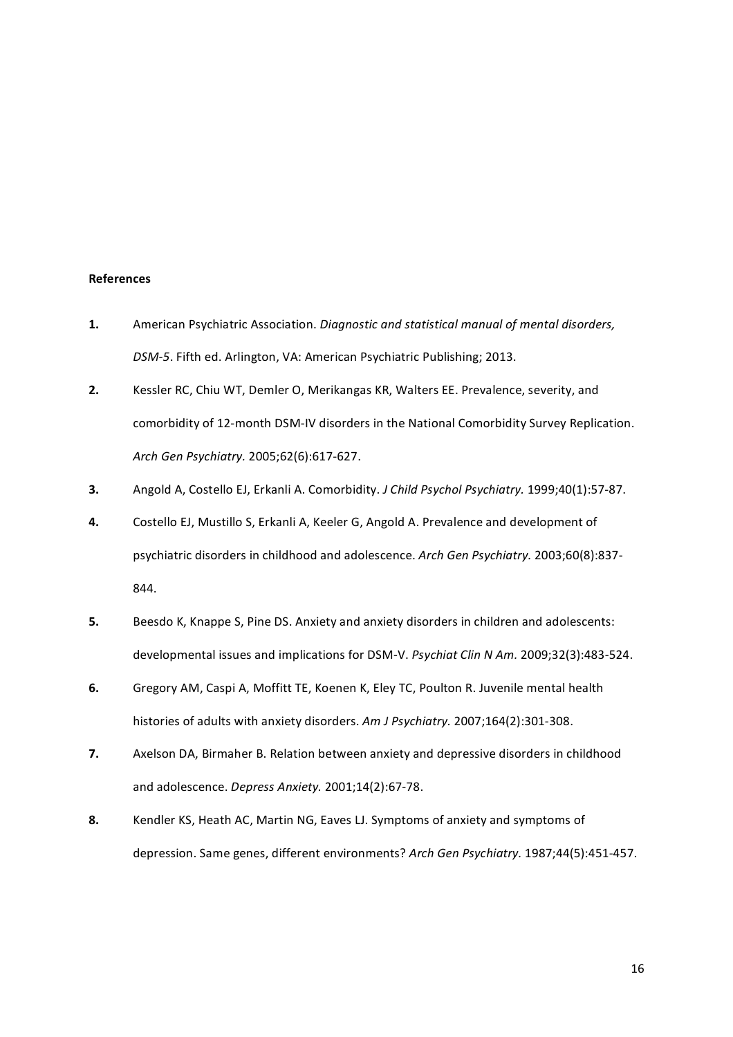**References**

1. American Psychiatric Association. *Diagnostic and statistical manual of mental disorders, DSM-5*. Fifth ed. Arlington, VA: American Psychiatric Publishing; 2013.
2. Kessler RC, Chiu WT, Demler O, Merikangas KR, Walters EE. Prevalence, severity, and comorbidity of 12-month DSM-IV disorders in the National Comorbidity Survey Replication. *Arch Gen Psychiatry.* 2005;62(6):617-627.
3. Angold A, Costello EJ, Erkanli A. Comorbidity. *J Child Psychol Psychiatry.* 1999;40(1):57-87.
4. Costello EJ, Mustillo S, Erkanli A, Keeler G, Angold A. Prevalence and development of psychiatric disorders in childhood and adolescence. *Arch Gen Psychiatry.* 2003;60(8):837-844.
5. Beesdo K, Knappe S, Pine DS. Anxiety and anxiety disorders in children and adolescents: developmental issues and implications for DSM-V. *Psychiat Clin N Am.* 2009;32(3):483-524.
6. Gregory AM, Caspi A, Moffitt TE, Koenen K, Eley TC, Poulton R. Juvenile mental health histories of adults with anxiety disorders. *Am J Psychiatry.* 2007;164(2):301-308.
7. Axelson DA, Birmaher B. Relation between anxiety and depressive disorders in childhood and adolescence. *Depress Anxiety.* 2001;14(2):67-78.
8. Kendler KS, Heath AC, Martin NG, Eaves LJ. Symptoms of anxiety and symptoms of depression. Same genes, different environments? *Arch Gen Psychiatry.* 1987;44(5):451-457.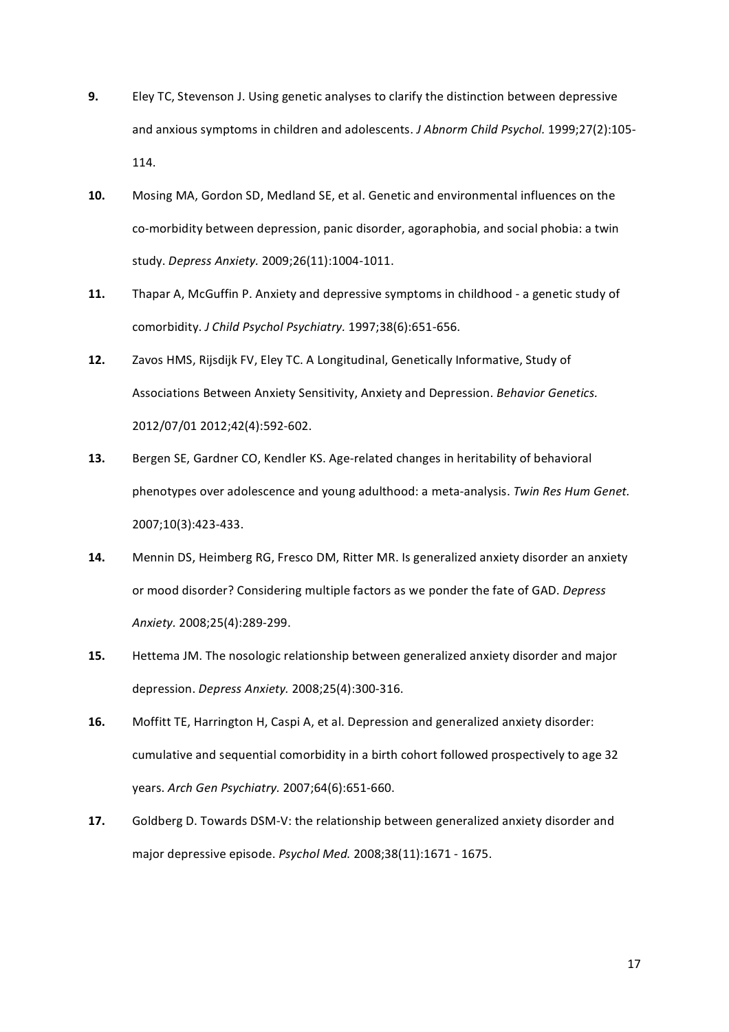**9.** Eley TC, Stevenson J. Using genetic analyses to clarify the distinction between depressive and anxious symptoms in children and adolescents. *J Abnorm Child Psychol.* 1999;27(2):105-114.

**10.** Mosing MA, Gordon SD, Medland SE, et al. Genetic and environmental influences on the co-morbidity between depression, panic disorder, agoraphobia, and social phobia: a twin study. *Depress Anxiety.* 2009;26(11):1004-1011.

**11.** Thapar A, McGuffin P. Anxiety and depressive symptoms in childhood - a genetic study of comorbidity. *J Child Psychol Psychiatry.* 1997;38(6):651-656.

**12.** Zavos HMS, Rijsdijk FV, Eley TC. A Longitudinal, Genetically Informative, Study of Associations Between Anxiety Sensitivity, Anxiety and Depression. *Behavior Genetics.* 2012/07/01 2012;42(4):592-602.

**13.** Bergen SE, Gardner CO, Kendler KS. Age-related changes in heritability of behavioral phenotypes over adolescence and young adulthood: a meta-analysis. *Twin Res Hum Genet.* 2007;10(3):423-433.

**14.** Mennin DS, Heimberg RG, Fresco DM, Ritter MR. Is generalized anxiety disorder an anxiety or mood disorder? Considering multiple factors as we ponder the fate of GAD. *Depress Anxiety.* 2008;25(4):289-299.

**15.** Hettema JM. The nosologic relationship between generalized anxiety disorder and major depression. *Depress Anxiety.* 2008;25(4):300-316.

**16.** Moffitt TE, Harrington H, Caspi A, et al. Depression and generalized anxiety disorder: cumulative and sequential comorbidity in a birth cohort followed prospectively to age 32 years. *Arch Gen Psychiatry.* 2007;64(6):651-660.

**17.** Goldberg D. Towards DSM-V: the relationship between generalized anxiety disorder and major depressive episode. *Psychol Med.* 2008;38(11):1671 - 1675.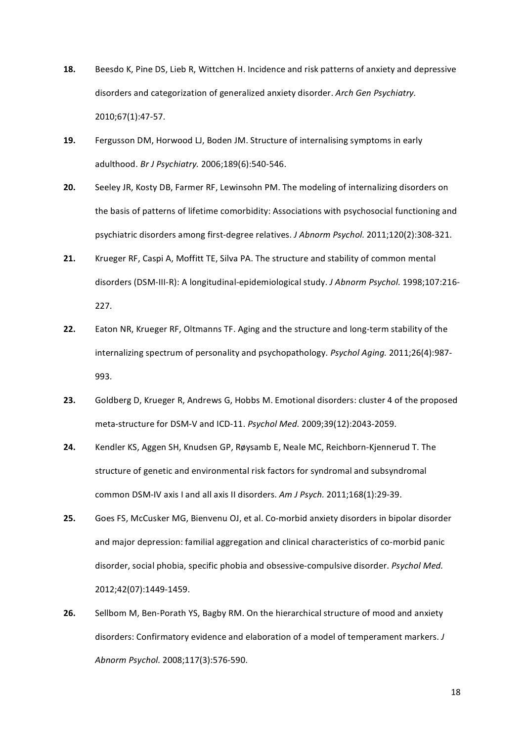18. Beesdo K, Pine DS, Lieb R, Wittchen H. Incidence and risk patterns of anxiety and depressive disorders and categorization of generalized anxiety disorder. *Arch Gen Psychiatry.* 2010;67(1):47-57.

19. Fergusson DM, Horwood LJ, Boden JM. Structure of internalising symptoms in early adulthood. *Br J Psychiatry.* 2006;189(6):540-546.

20. Seeley JR, Kosty DB, Farmer RF, Lewinsohn PM. The modeling of internalizing disorders on the basis of patterns of lifetime comorbidity: Associations with psychosocial functioning and psychiatric disorders among first-degree relatives. *J Abnorm Psychol.* 2011;120(2):308-321.

21. Krueger RF, Caspi A, Moffitt TE, Silva PA. The structure and stability of common mental disorders (DSM-III-R): A longitudinal-epidemiological study. *J Abnorm Psychol.* 1998;107:216-227.

22. Eaton NR, Krueger RF, Oltmanns TF. Aging and the structure and long-term stability of the internalizing spectrum of personality and psychopathology. *Psychol Aging.* 2011;26(4):987-993.

23. Goldberg D, Krueger R, Andrews G, Hobbs M. Emotional disorders: cluster 4 of the proposed meta-structure for DSM-V and ICD-11. *Psychol Med.* 2009;39(12):2043-2059.

24. Kendler KS, Aggen SH, Knudsen GP, Røysamb E, Neale MC, Reichborn-Kjennerud T. The structure of genetic and environmental risk factors for syndromal and subsyndromal common DSM-IV axis I and all axis II disorders. *Am J Psych.* 2011;168(1):29-39.

25. Goes FS, McCusker MG, Bienvenu OJ, et al. Co-morbid anxiety disorders in bipolar disorder and major depression: familial aggregation and clinical characteristics of co-morbid panic disorder, social phobia, specific phobia and obsessive-compulsive disorder. *Psychol Med.* 2012;42(07):1449-1459.

26. Sellbom M, Ben-Porath YS, Bagby RM. On the hierarchical structure of mood and anxiety disorders: Confirmatory evidence and elaboration of a model of temperament markers. *J Abnorm Psychol.* 2008;117(3):576-590.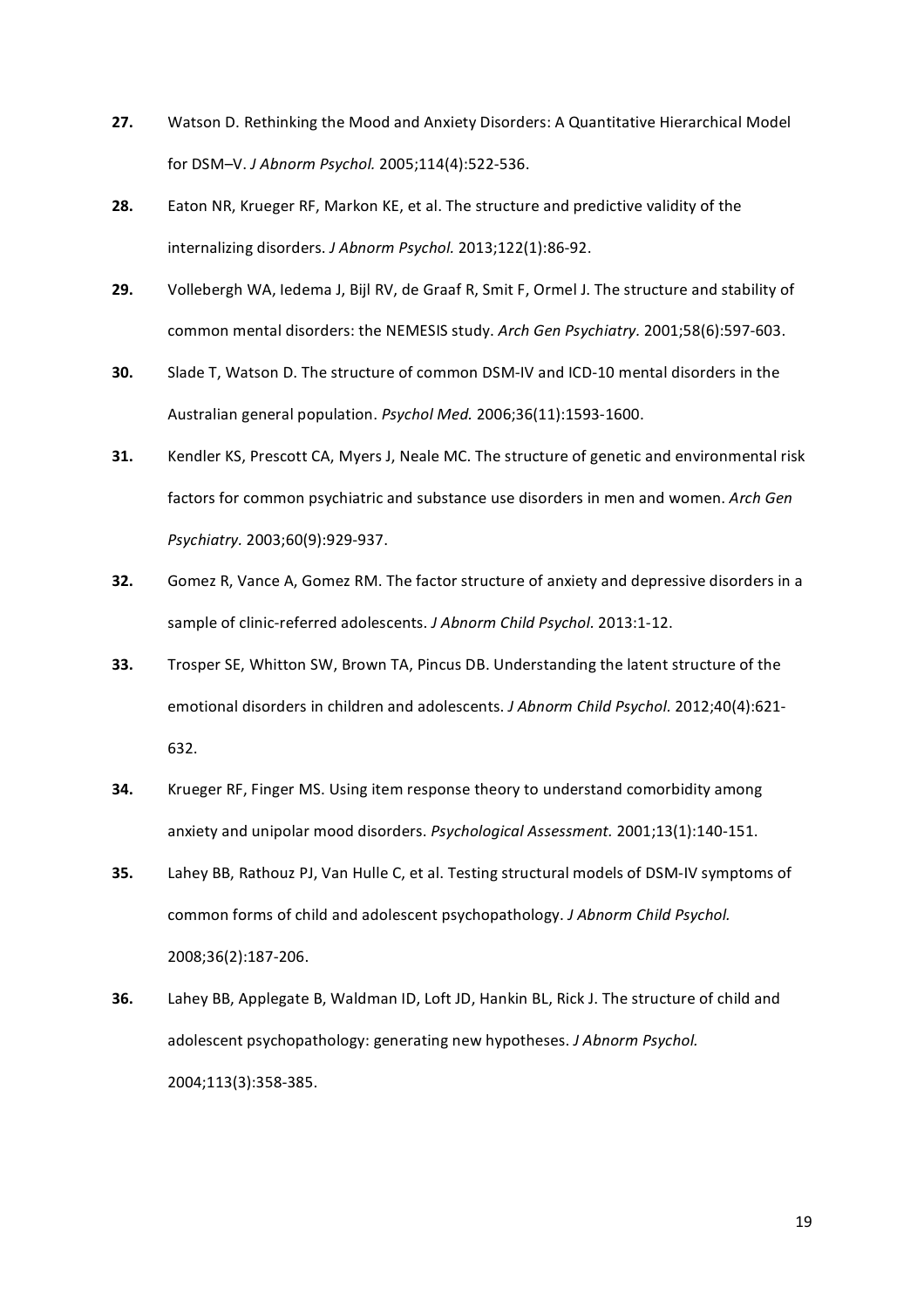27. Watson D. Rethinking the Mood and Anxiety Disorders: A Quantitative Hierarchical Model for DSM–V. *J Abnorm Psychol.* 2005;114(4):522-536.

28. Eaton NR, Krueger RF, Markon KE, et al. The structure and predictive validity of the internalizing disorders. *J Abnorm Psychol.* 2013;122(1):86-92.

29. Vollebergh WA, Iedema J, Bijl RV, de Graaf R, Smit F, Ormel J. The structure and stability of common mental disorders: the NEMESIS study. *Arch Gen Psychiatry.* 2001;58(6):597-603.

30. Slade T, Watson D. The structure of common DSM-IV and ICD-10 mental disorders in the Australian general population. *Psychol Med.* 2006;36(11):1593-1600.

31. Kendler KS, Prescott CA, Myers J, Neale MC. The structure of genetic and environmental risk factors for common psychiatric and substance use disorders in men and women. *Arch Gen Psychiatry.* 2003;60(9):929-937.

32. Gomez R, Vance A, Gomez RM. The factor structure of anxiety and depressive disorders in a sample of clinic-referred adolescents. *J Abnorm Child Psychol.* 2013:1-12.

33. Trosper SE, Whitton SW, Brown TA, Pincus DB. Understanding the latent structure of the emotional disorders in children and adolescents. *J Abnorm Child Psychol.* 2012;40(4):621-632.

34. Krueger RF, Finger MS. Using item response theory to understand comorbidity among anxiety and unipolar mood disorders. *Psychological Assessment.* 2001;13(1):140-151.

35. Lahey BB, Rathouz PJ, Van Hulle C, et al. Testing structural models of DSM-IV symptoms of common forms of child and adolescent psychopathology. *J Abnorm Child Psychol.* 2008;36(2):187-206.

36. Lahey BB, Applegate B, Waldman ID, Loft JD, Hankin BL, Rick J. The structure of child and adolescent psychopathology: generating new hypotheses. *J Abnorm Psychol.* 2004;113(3):358-385.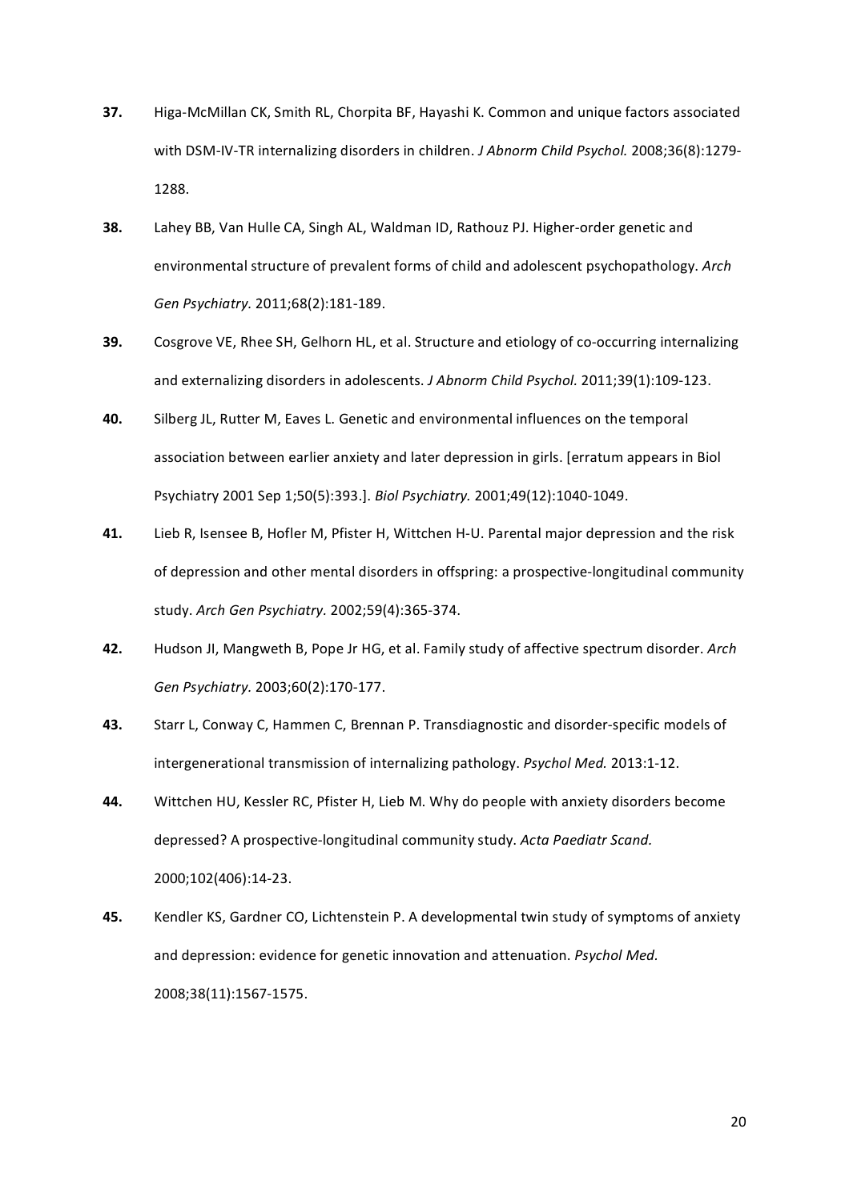37. Higa-McMillan CK, Smith RL, Chorpita BF, Hayashi K. Common and unique factors associated with DSM-IV-TR internalizing disorders in children. *J Abnorm Child Psychol.* 2008;36(8):1279-1288.

38. Lahey BB, Van Hulle CA, Singh AL, Waldman ID, Rathouz PJ. Higher-order genetic and environmental structure of prevalent forms of child and adolescent psychopathology. *Arch Gen Psychiatry.* 2011;68(2):181-189.

39. Cosgrove VE, Rhee SH, Gelhorn HL, et al. Structure and etiology of co-occurring internalizing and externalizing disorders in adolescents. *J Abnorm Child Psychol.* 2011;39(1):109-123.

40. Silberg JL, Rutter M, Eaves L. Genetic and environmental influences on the temporal association between earlier anxiety and later depression in girls. [erratum appears in Biol Psychiatry 2001 Sep 1;50(5):393.]. *Biol Psychiatry.* 2001;49(12):1040-1049.

41. Lieb R, Isensee B, Hofler M, Pfister H, Wittchen H-U. Parental major depression and the risk of depression and other mental disorders in offspring: a prospective-longitudinal community study. *Arch Gen Psychiatry.* 2002;59(4):365-374.

42. Hudson JI, Mangweth B, Pope Jr HG, et al. Family study of affective spectrum disorder. *Arch Gen Psychiatry.* 2003;60(2):170-177.

43. Starr L, Conway C, Hammen C, Brennan P. Transdiagnostic and disorder-specific models of intergenerational transmission of internalizing pathology. *Psychol Med.* 2013:1-12.

44. Wittchen HU, Kessler RC, Pfister H, Lieb M. Why do people with anxiety disorders become depressed? A prospective-longitudinal community study. *Acta Paediatr Scand.* 2000;102(406):14-23.

45. Kendler KS, Gardner CO, Lichtenstein P. A developmental twin study of symptoms of anxiety and depression: evidence for genetic innovation and attenuation. *Psychol Med.* 2008;38(11):1567-1575.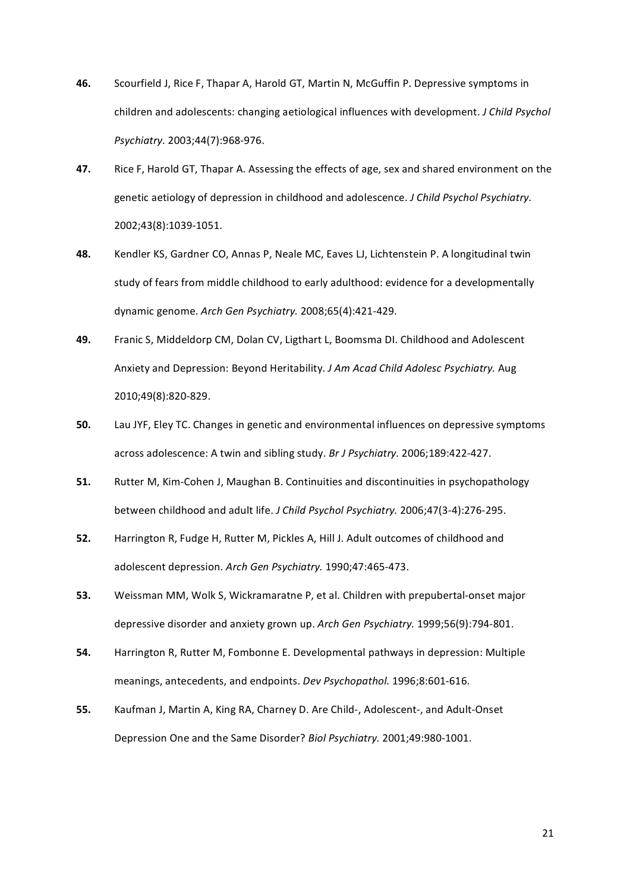**46.** Scourfield J, Rice F, Thapar A, Harold GT, Martin N, McGuffin P. Depressive symptoms in children and adolescents: changing aetiological influences with development. *J Child Psychol Psychiatry.* 2003;44(7):968-976.

**47.** Rice F, Harold GT, Thapar A. Assessing the effects of age, sex and shared environment on the genetic aetiology of depression in childhood and adolescence. *J Child Psychol Psychiatry.* 2002;43(8):1039-1051.

**48.** Kendler KS, Gardner CO, Annas P, Neale MC, Eaves LJ, Lichtenstein P. A longitudinal twin study of fears from middle childhood to early adulthood: evidence for a developmentally dynamic genome. *Arch Gen Psychiatry.* 2008;65(4):421-429.

**49.** Franic S, Middeldorp CM, Dolan CV, Ligthart L, Boomsma DI. Childhood and Adolescent Anxiety and Depression: Beyond Heritability. *J Am Acad Child Adolesc Psychiatry.* Aug 2010;49(8):820-829.

**50.** Lau JYF, Eley TC. Changes in genetic and environmental influences on depressive symptoms across adolescence: A twin and sibling study. *Br J Psychiatry.* 2006;189:422-427.

**51.** Rutter M, Kim-Cohen J, Maughan B. Continuities and discontinuities in psychopathology between childhood and adult life. *J Child Psychol Psychiatry.* 2006;47(3-4):276-295.

**52.** Harrington R, Fudge H, Rutter M, Pickles A, Hill J. Adult outcomes of childhood and adolescent depression. *Arch Gen Psychiatry.* 1990;47:465-473.

**53.** Weissman MM, Wolk S, Wickramaratne P, et al. Children with prepubertal-onset major depressive disorder and anxiety grown up. *Arch Gen Psychiatry.* 1999;56(9):794-801.

**54.** Harrington R, Rutter M, Fombonne E. Developmental pathways in depression: Multiple meanings, antecedents, and endpoints. *Dev Psychopathol.* 1996;8:601-616.

**55.** Kaufman J, Martin A, King RA, Charney D. Are Child-, Adolescent-, and Adult-Onset Depression One and the Same Disorder? *Biol Psychiatry.* 2001;49:980-1001.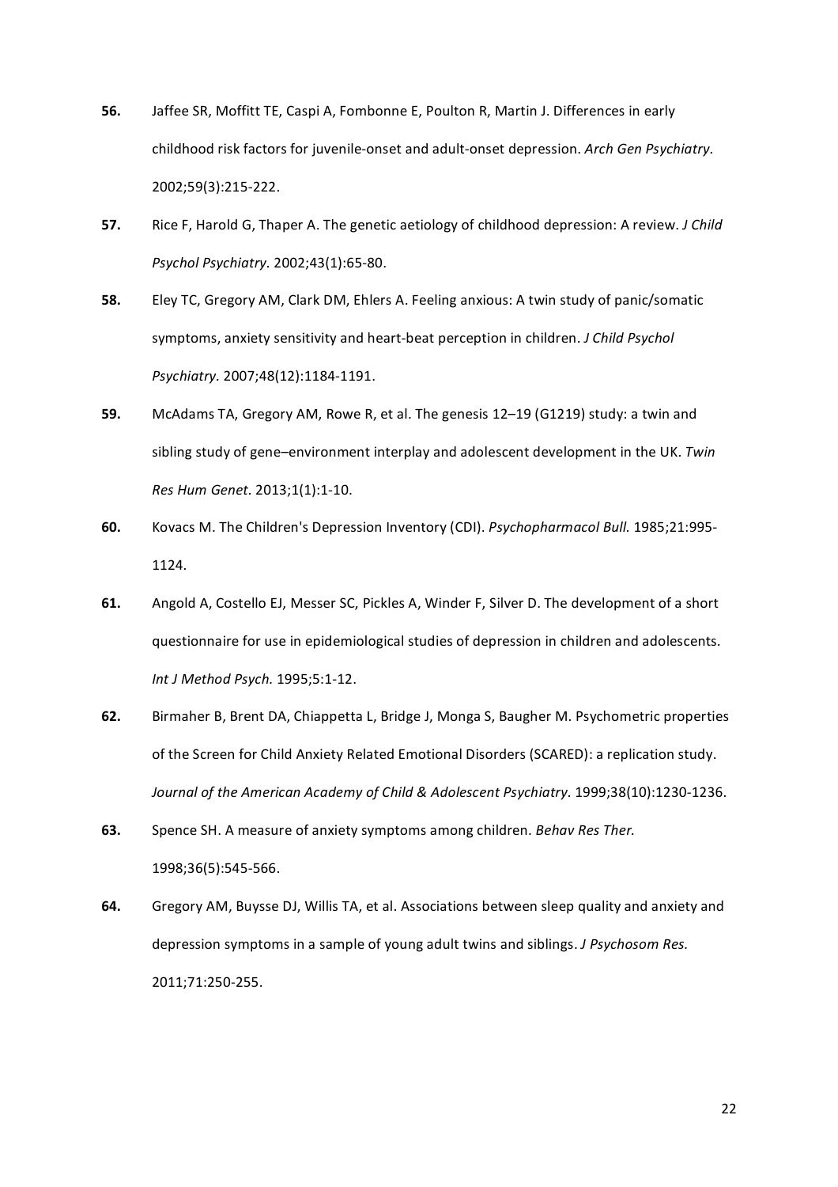**56.** Jaffee SR, Moffitt TE, Caspi A, Fombonne E, Poulton R, Martin J. Differences in early childhood risk factors for juvenile-onset and adult-onset depression. *Arch Gen Psychiatry.* 2002;59(3):215-222.

**57.** Rice F, Harold G, Thaper A. The genetic aetiology of childhood depression: A review. *J Child Psychol Psychiatry.* 2002;43(1):65-80.

**58.** Eley TC, Gregory AM, Clark DM, Ehlers A. Feeling anxious: A twin study of panic/somatic symptoms, anxiety sensitivity and heart-beat perception in children. *J Child Psychol Psychiatry.* 2007;48(12):1184-1191.

**59.** McAdams TA, Gregory AM, Rowe R, et al. The genesis 12–19 (G1219) study: a twin and sibling study of gene–environment interplay and adolescent development in the UK. *Twin Res Hum Genet.* 2013;1(1):1-10.

**60.** Kovacs M. The Children's Depression Inventory (CDI). *Psychopharmacol Bull.* 1985;21:995-1124.

**61.** Angold A, Costello EJ, Messer SC, Pickles A, Winder F, Silver D. The development of a short questionnaire for use in epidemiological studies of depression in children and adolescents. *Int J Method Psych.* 1995;5:1-12.

**62.** Birmaher B, Brent DA, Chiappetta L, Bridge J, Monga S, Baugher M. Psychometric properties of the Screen for Child Anxiety Related Emotional Disorders (SCARED): a replication study. *Journal of the American Academy of Child & Adolescent Psychiatry.* 1999;38(10):1230-1236.

**63.** Spence SH. A measure of anxiety symptoms among children. *Behav Res Ther.* 1998;36(5):545-566.

**64.** Gregory AM, Buysse DJ, Willis TA, et al. Associations between sleep quality and anxiety and depression symptoms in a sample of young adult twins and siblings. *J Psychosom Res.* 2011;71:250-255.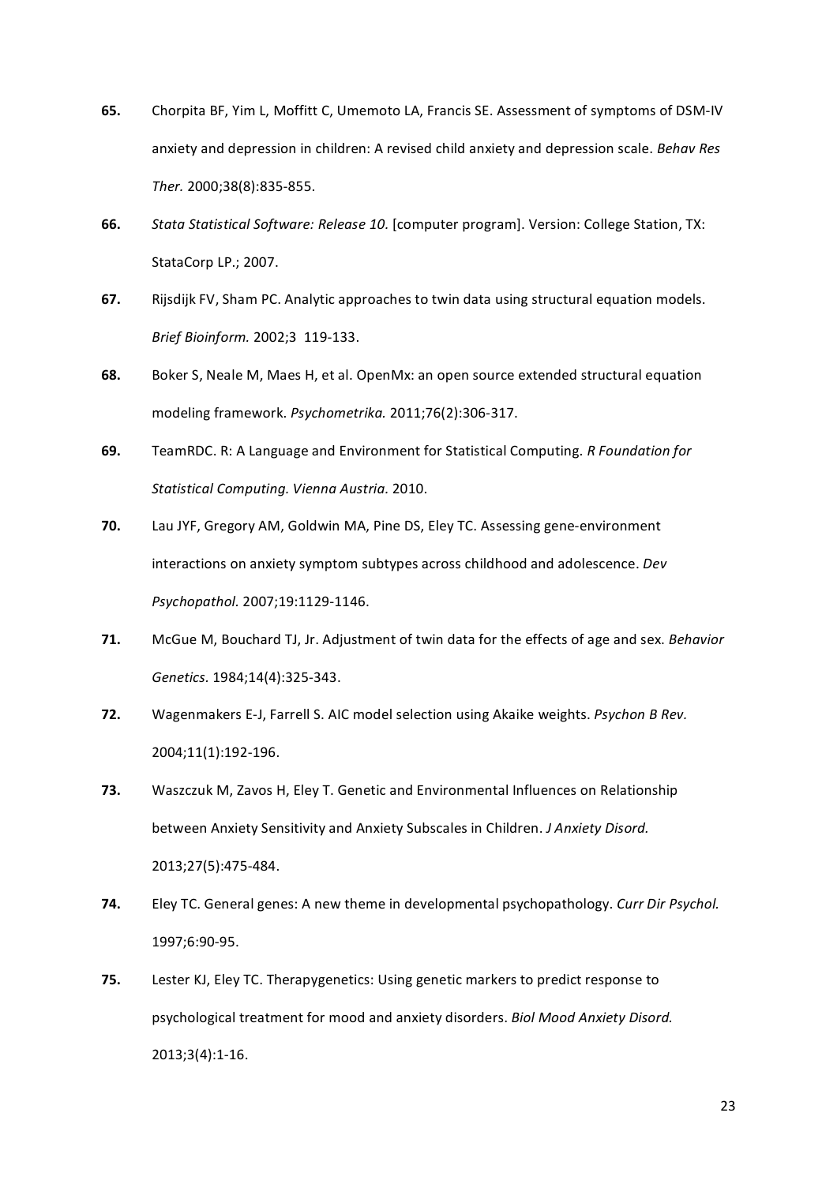**65.** Chorpita BF, Yim L, Moffitt C, Umemoto LA, Francis SE. Assessment of symptoms of DSM-IV anxiety and depression in children: A revised child anxiety and depression scale. *Behav Res Ther.* 2000;38(8):835-855.

**66.** *Stata Statistical Software: Release 10.* [computer program]. Version: College Station, TX: StataCorp LP.; 2007.

**67.** Rijsdijk FV, Sham PC. Analytic approaches to twin data using structural equation models. *Brief Bioinform.* 2002;3 119-133.

**68.** Boker S, Neale M, Maes H, et al. OpenMx: an open source extended structural equation modeling framework. *Psychometrika.* 2011;76(2):306-317.

**69.** TeamRDC. R: A Language and Environment for Statistical Computing. *R Foundation for Statistical Computing. Vienna Austria.* 2010.

**70.** Lau JYF, Gregory AM, Goldwin MA, Pine DS, Eley TC. Assessing gene-environment interactions on anxiety symptom subtypes across childhood and adolescence. *Dev Psychopathol.* 2007;19:1129-1146.

**71.** McGue M, Bouchard TJ, Jr. Adjustment of twin data for the effects of age and sex. *Behavior Genetics.* 1984;14(4):325-343.

**72.** Wagenmakers E-J, Farrell S. AIC model selection using Akaike weights. *Psychon B Rev.* 2004;11(1):192-196.

**73.** Waszczuk M, Zavos H, Eley T. Genetic and Environmental Influences on Relationship between Anxiety Sensitivity and Anxiety Subscales in Children. *J Anxiety Disord.* 2013;27(5):475-484.

**74.** Eley TC. General genes: A new theme in developmental psychopathology. *Curr Dir Psychol.* 1997;6:90-95.

**75.** Lester KJ, Eley TC. Therapygenetics: Using genetic markers to predict response to psychological treatment for mood and anxiety disorders. *Biol Mood Anxiety Disord.* 2013;3(4):1-16.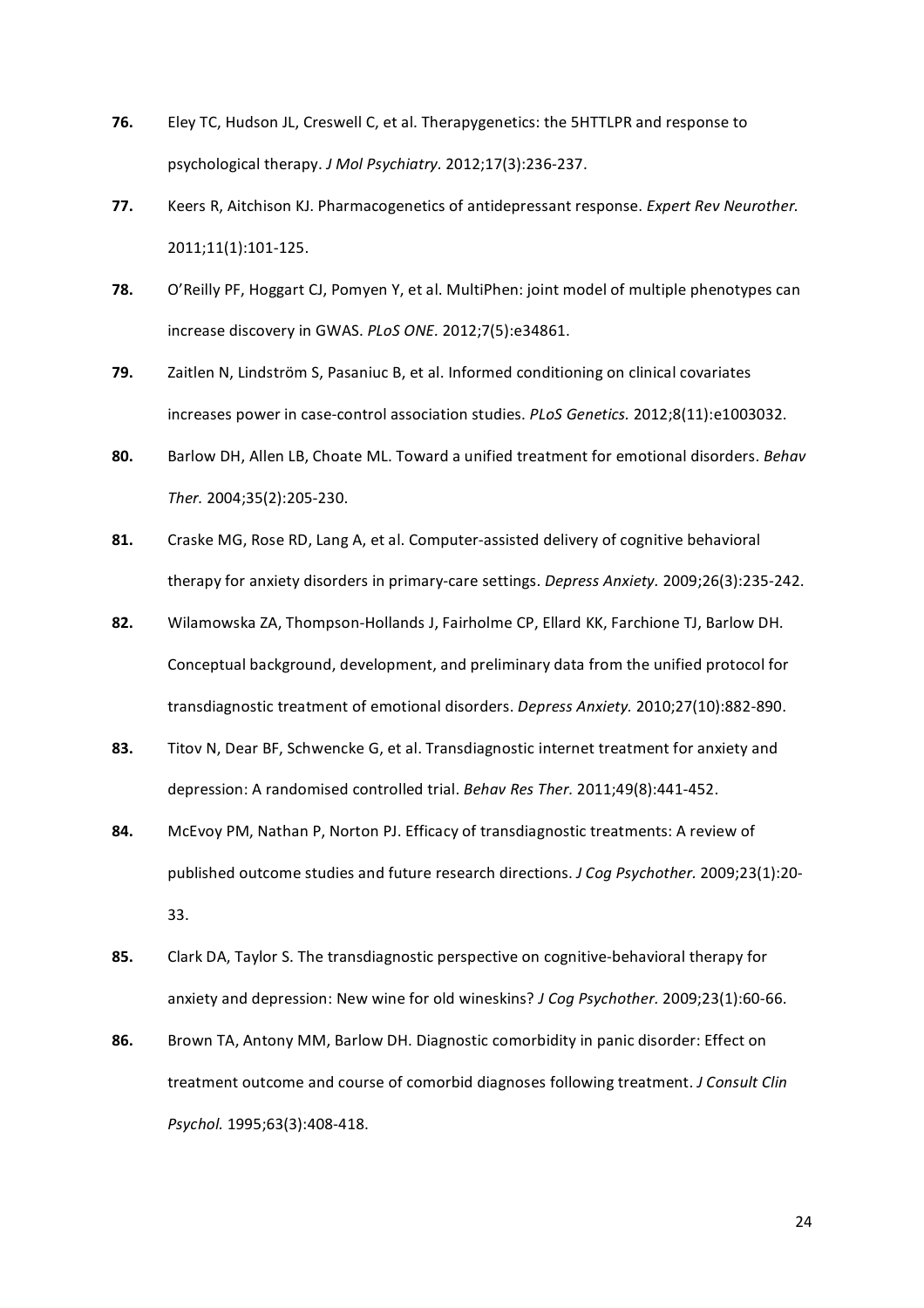**76.** Eley TC, Hudson JL, Creswell C, et al. Therapygenetics: the 5HTTLPR and response to psychological therapy. *J Mol Psychiatry.* 2012;17(3):236-237.

**77.** Keers R, Aitchison KJ. Pharmacogenetics of antidepressant response. *Expert Rev Neurother.* 2011;11(1):101-125.

**78.** O'Reilly PF, Hoggart CJ, Pomyen Y, et al. MultiPhen: joint model of multiple phenotypes can increase discovery in GWAS. *PLoS ONE.* 2012;7(5):e34861.

**79.** Zaitlen N, Lindström S, Pasaniuc B, et al. Informed conditioning on clinical covariates increases power in case-control association studies. *PLoS Genetics.* 2012;8(11):e1003032.

**80.** Barlow DH, Allen LB, Choate ML. Toward a unified treatment for emotional disorders. *Behav Ther.* 2004;35(2):205-230.

**81.** Craske MG, Rose RD, Lang A, et al. Computer-assisted delivery of cognitive behavioral therapy for anxiety disorders in primary-care settings. *Depress Anxiety.* 2009;26(3):235-242.

**82.** Wilamowska ZA, Thompson-Hollands J, Fairholme CP, Ellard KK, Farchione TJ, Barlow DH. Conceptual background, development, and preliminary data from the unified protocol for transdiagnostic treatment of emotional disorders. *Depress Anxiety.* 2010;27(10):882-890.

**83.** Titov N, Dear BF, Schwencke G, et al. Transdiagnostic internet treatment for anxiety and depression: A randomised controlled trial. *Behav Res Ther.* 2011;49(8):441-452.

**84.** McEvoy PM, Nathan P, Norton PJ. Efficacy of transdiagnostic treatments: A review of published outcome studies and future research directions. *J Cog Psychother.* 2009;23(1):20-33.

**85.** Clark DA, Taylor S. The transdiagnostic perspective on cognitive-behavioral therapy for anxiety and depression: New wine for old wineskins? *J Cog Psychother.* 2009;23(1):60-66.

**86.** Brown TA, Antony MM, Barlow DH. Diagnostic comorbidity in panic disorder: Effect on treatment outcome and course of comorbid diagnoses following treatment. *J Consult Clin Psychol.* 1995;63(3):408-418.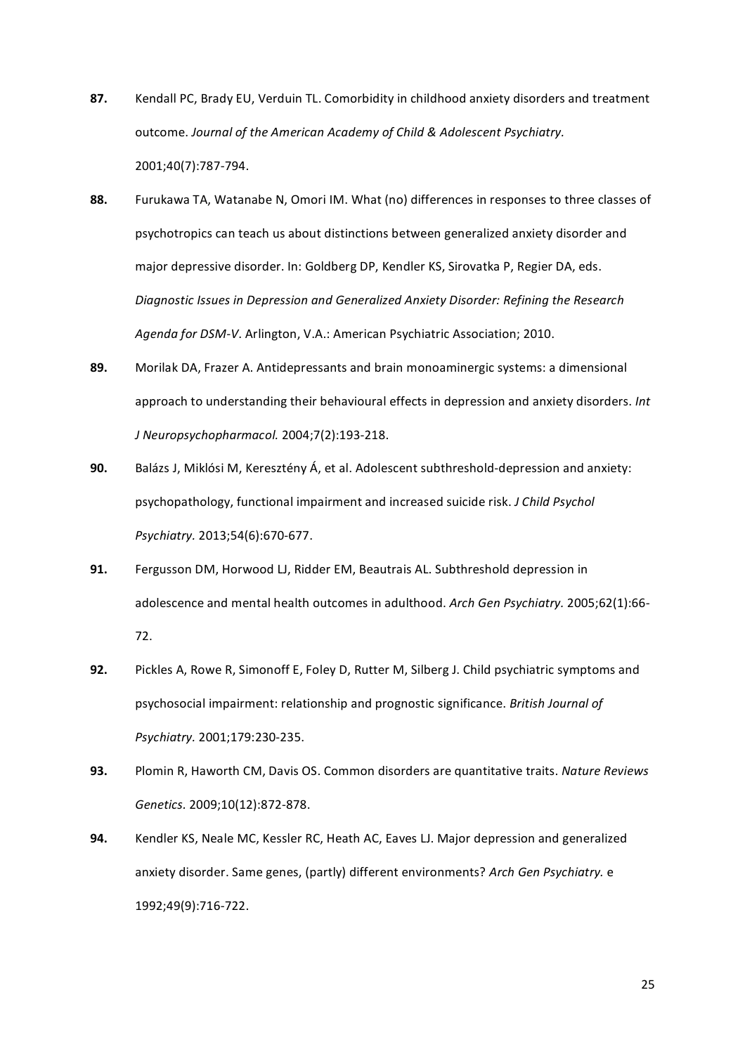**87.** Kendall PC, Brady EU, Verduin TL. Comorbidity in childhood anxiety disorders and treatment outcome. *Journal of the American Academy of Child & Adolescent Psychiatry.* 2001;40(7):787-794.

**88.** Furukawa TA, Watanabe N, Omori IM. What (no) differences in responses to three classes of psychotropics can teach us about distinctions between generalized anxiety disorder and major depressive disorder. In: Goldberg DP, Kendler KS, Sirovatka P, Regier DA, eds. *Diagnostic Issues in Depression and Generalized Anxiety Disorder: Refining the Research Agenda for DSM-V.* Arlington, V.A.: American Psychiatric Association; 2010.

**89.** Morilak DA, Frazer A. Antidepressants and brain monoaminergic systems: a dimensional approach to understanding their behavioural effects in depression and anxiety disorders. *Int J Neuropsychopharmacol.* 2004;7(2):193-218.

**90.** Balázs J, Miklósi M, Keresztény Á, et al. Adolescent subthreshold-depression and anxiety: psychopathology, functional impairment and increased suicide risk. *J Child Psychol Psychiatry.* 2013;54(6):670-677.

**91.** Fergusson DM, Horwood LJ, Ridder EM, Beautrais AL. Subthreshold depression in adolescence and mental health outcomes in adulthood. *Arch Gen Psychiatry.* 2005;62(1):66-72.

**92.** Pickles A, Rowe R, Simonoff E, Foley D, Rutter M, Silberg J. Child psychiatric symptoms and psychosocial impairment: relationship and prognostic significance. *British Journal of Psychiatry.* 2001;179:230-235.

**93.** Plomin R, Haworth CM, Davis OS. Common disorders are quantitative traits. *Nature Reviews Genetics.* 2009;10(12):872-878.

**94.** Kendler KS, Neale MC, Kessler RC, Heath AC, Eaves LJ. Major depression and generalized anxiety disorder. Same genes, (partly) different environments? *Arch Gen Psychiatry.* e 1992;49(9):716-722.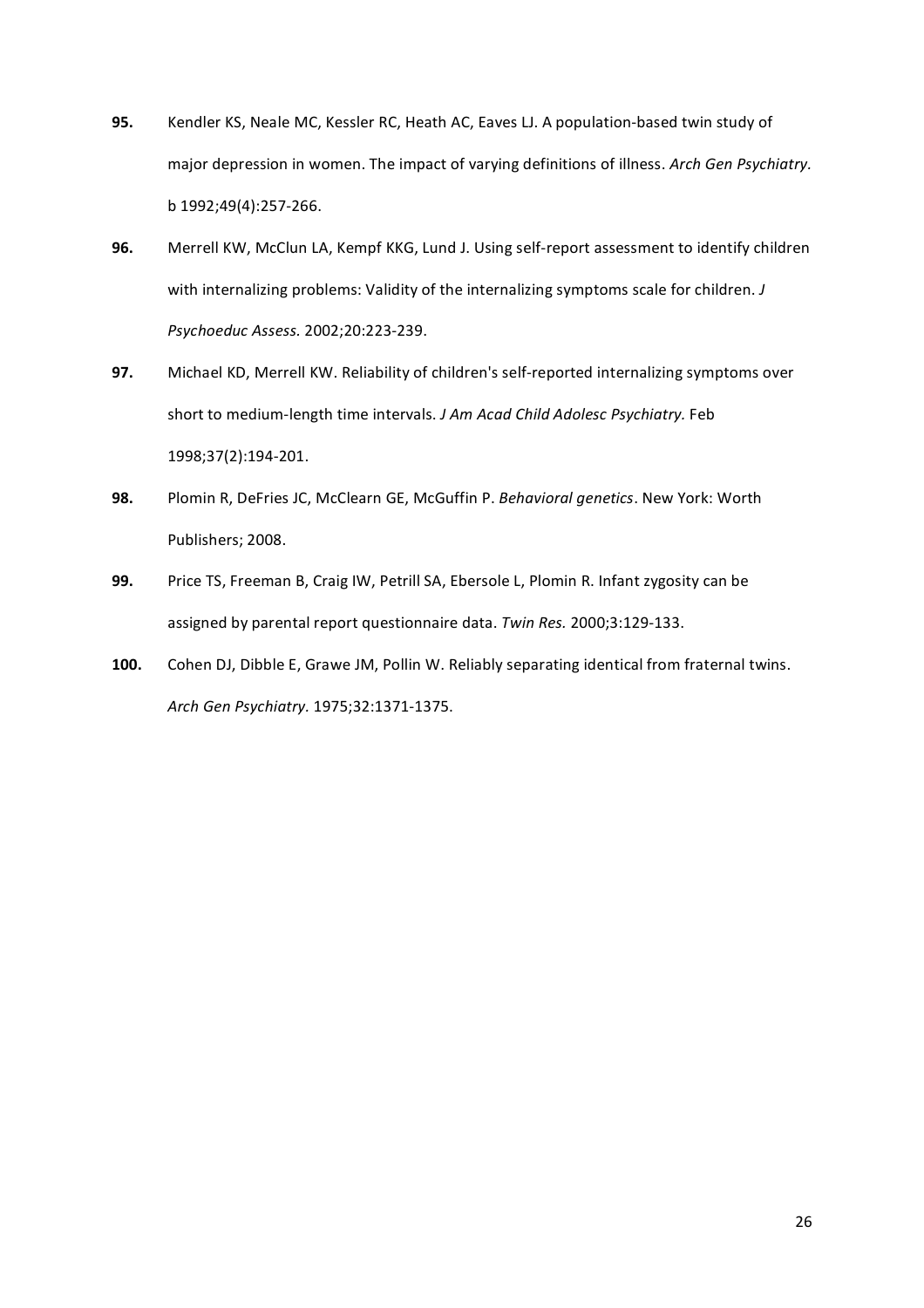**95.** Kendler KS, Neale MC, Kessler RC, Heath AC, Eaves LJ. A population-based twin study of major depression in women. The impact of varying definitions of illness. *Arch Gen Psychiatry.* b 1992;49(4):257-266.

**96.** Merrell KW, McClun LA, Kempf KKG, Lund J. Using self-report assessment to identify children with internalizing problems: Validity of the internalizing symptoms scale for children. *J Psychoeduc Assess.* 2002;20:223-239.

**97.** Michael KD, Merrell KW. Reliability of children's self-reported internalizing symptoms over short to medium-length time intervals. *J Am Acad Child Adolesc Psychiatry.* Feb 1998;37(2):194-201.

**98.** Plomin R, DeFries JC, McClearn GE, McGuffin P. *Behavioral genetics*. New York: Worth Publishers; 2008.

**99.** Price TS, Freeman B, Craig IW, Petrill SA, Ebersole L, Plomin R. Infant zygosity can be assigned by parental report questionnaire data. *Twin Res.* 2000;3:129-133.

**100.** Cohen DJ, Dibble E, Grawe JM, Pollin W. Reliably separating identical from fraternal twins. *Arch Gen Psychiatry.* 1975;32:1371-1375.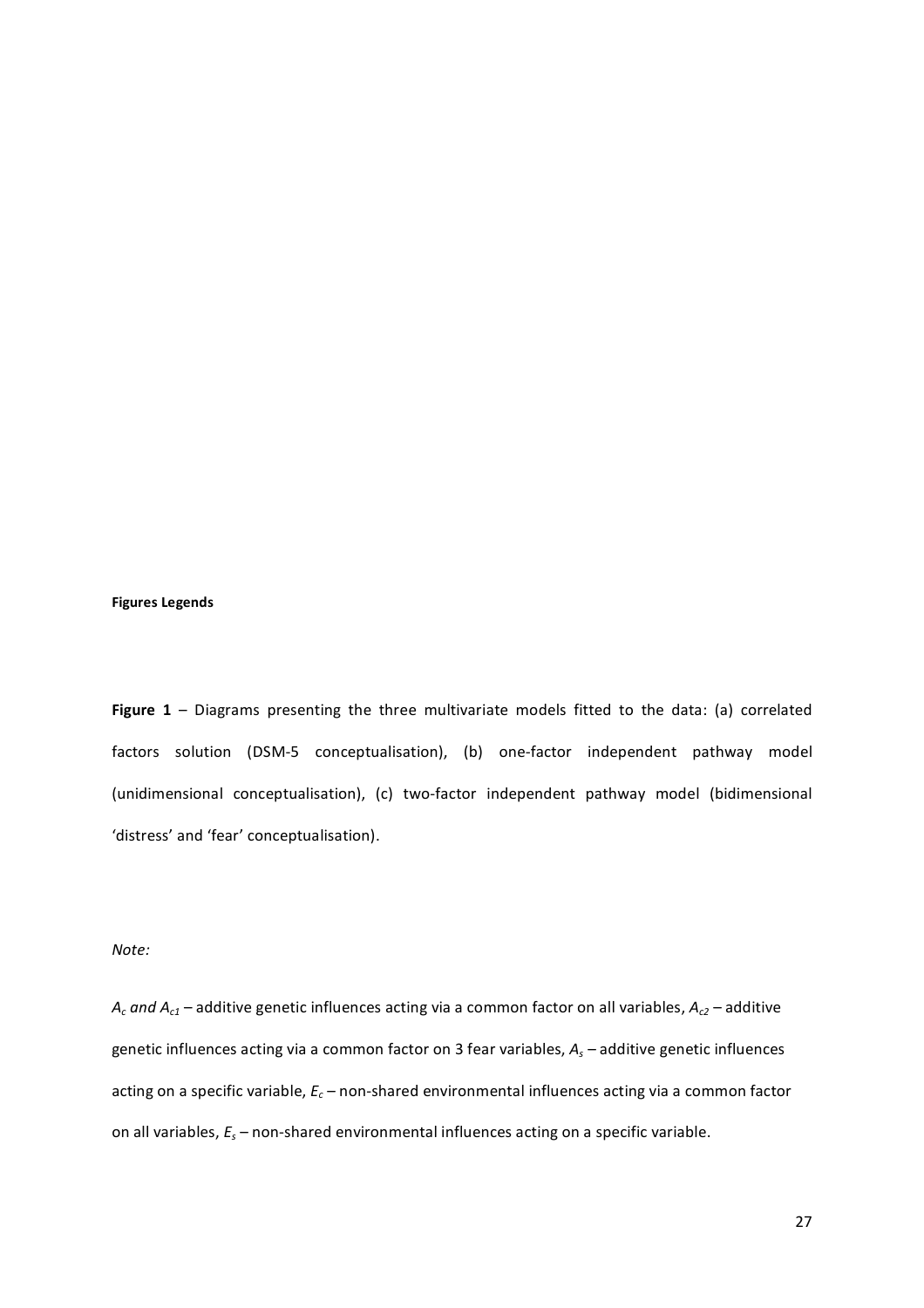**Figures Legends**

**Figure 1** – Diagrams presenting the three multivariate models fitted to the data: (a) correlated factors solution (DSM-5 conceptualisation), (b) one-factor independent pathway model (unidimensional conceptualisation), (c) two-factor independent pathway model (bidimensional 'distress' and 'fear' conceptualisation).

*Note:*

$A_c$ *and* $A_{c1}$ – additive genetic influences acting via a common factor on all variables, $A_{c2}$ – additive genetic influences acting via a common factor on 3 fear variables, $A_s$ – additive genetic influences acting on a specific variable, $E_c$ – non-shared environmental influences acting via a common factor on all variables, $E_s$ – non-shared environmental influences acting on a specific variable.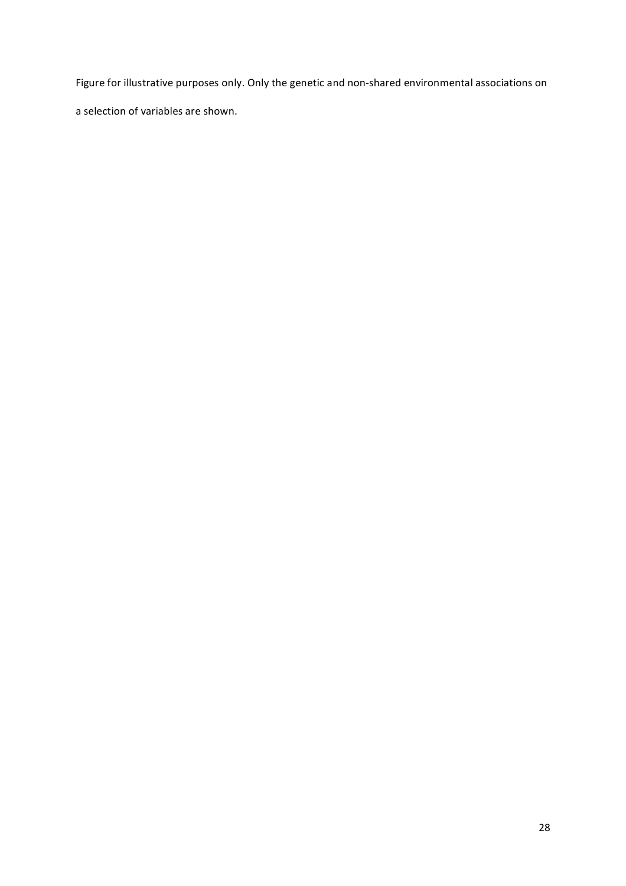Figure for illustrative purposes only. Only the genetic and non-shared environmental associations on a selection of variables are shown.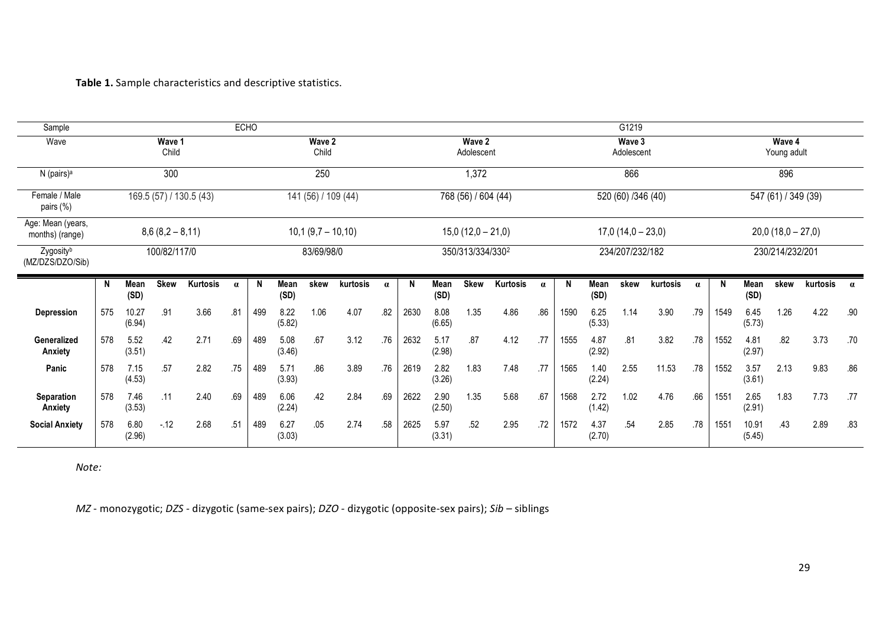**Table 1.** Sample characteristics and descriptive statistics.

| Sample | ECHO | | | | | | | | | | G1219 | | | | | | | | | | | | | | |
|---|---|---|---|---|---|---|---|---|---|---|---|---|---|---|---|---|---|---|---|---|---|---|---|---|---|
| Wave | Wave 1 Child | | | | | Wave 2 Child | | | | | Wave 2 Adolescent | | | | | Wave 3 Adolescent | | | | | Wave 4 Young adult | | | | |
| N (pairs)[a] | 300 | | | | | 250 | | | | | 1,372 | | | | | 866 | | | | | 896 | | | | |
| Female / Male pairs (%) | 169.5 (57) / 130.5 (43) | | | | | 141 (56) / 109 (44) | | | | | 768 (56) / 604 (44) | | | | | 520 (60) /346 (40) | | | | | 547 (61) / 349 (39) | | | | |
| Age: Mean (years, months) (range) | 8,6 (8,2 – 8,11) | | | | | 10,1 (9,7 – 10,10) | | | | | 15,0 (12,0 – 21,0) | | | | | 17,0 (14,0 – 23,0) | | | | | 20,0 (18,0 – 27,0) | | | | |
| Zygosity[b] (MZ/DZS/DZO/Sib) | 100/82/117/0 | | | | | 83/69/98/0 | | | | | 350/313/334/330[2] | | | | | 234/207/232/182 | | | | | 230/214/232/201 | | | | |
| | **N** | **Mean (SD)** | **Skew** | **Kurtosis** | **α** | **N** | **Mean (SD)** | **skew** | **kurtosis** | **α** | **N** | **Mean (SD)** | **Skew** | **Kurtosis** | **α** | **N** | **Mean (SD)** | **skew** | **kurtosis** | **α** | **N** | **Mean (SD)** | **skew** | **kurtosis** | **α** |
| **Depression** | 575 | 10.27 (6.94) | .91 | 3.66 | .81 | 499 | 8.22 (5.82) | 1.06 | 4.07 | .82 | 2630 | 8.08 (6.65) | 1.35 | 4.86 | .86 | 1590 | 6.25 (5.33) | 1.14 | 3.90 | .79 | 1549 | 6.45 (5.73) | 1.26 | 4.22 | .90 |
| **Generalized Anxiety** | 578 | 5.52 (3.51) | .42 | 2.71 | .69 | 489 | 5.08 (3.46) | .67 | 3.12 | .76 | 2632 | 5.17 (2.98) | .87 | 4.12 | .77 | 1555 | 4.87 (2.92) | .81 | 3.82 | .78 | 1552 | 4.81 (2.97) | .82 | 3.73 | .70 |
| **Panic** | 578 | 7.15 (4.53) | .57 | 2.82 | .75 | 489 | 5.71 (3.93) | .86 | 3.89 | .76 | 2619 | 2.82 (3.26) | 1.83 | 7.48 | .77 | 1565 | 1.40 (2.24) | 2.55 | 11.53 | .78 | 1552 | 3.57 (3.61) | 2.13 | 9.83 | .86 |
| **Separation Anxiety** | 578 | 7.46 (3.53) | .11 | 2.40 | .69 | 489 | 6.06 (2.24) | .42 | 2.84 | .69 | 2622 | 2.90 (2.50) | 1.35 | 5.68 | .67 | 1568 | 2.72 (1.42) | 1.02 | 4.76 | .66 | 1551 | 2.65 (2.91) | 1.83 | 7.73 | .77 |
| **Social Anxiety** | 578 | 6.80 (2.96) | -.12 | 2.68 | .51 | 489 | 6.27 (3.03) | .05 | 2.74 | .58 | 2625 | 5.97 (3.31) | .52 | 2.95 | .72 | 1572 | 4.37 (2.70) | .54 | 2.85 | .78 | 1551 | 10.91 (5.45) | .43 | 2.89 | .83 |

*Note:*

*MZ* - monozygotic; *DZS* - dizygotic (same-sex pairs); *DZO* - dizygotic (opposite-sex pairs); *Sib* – siblings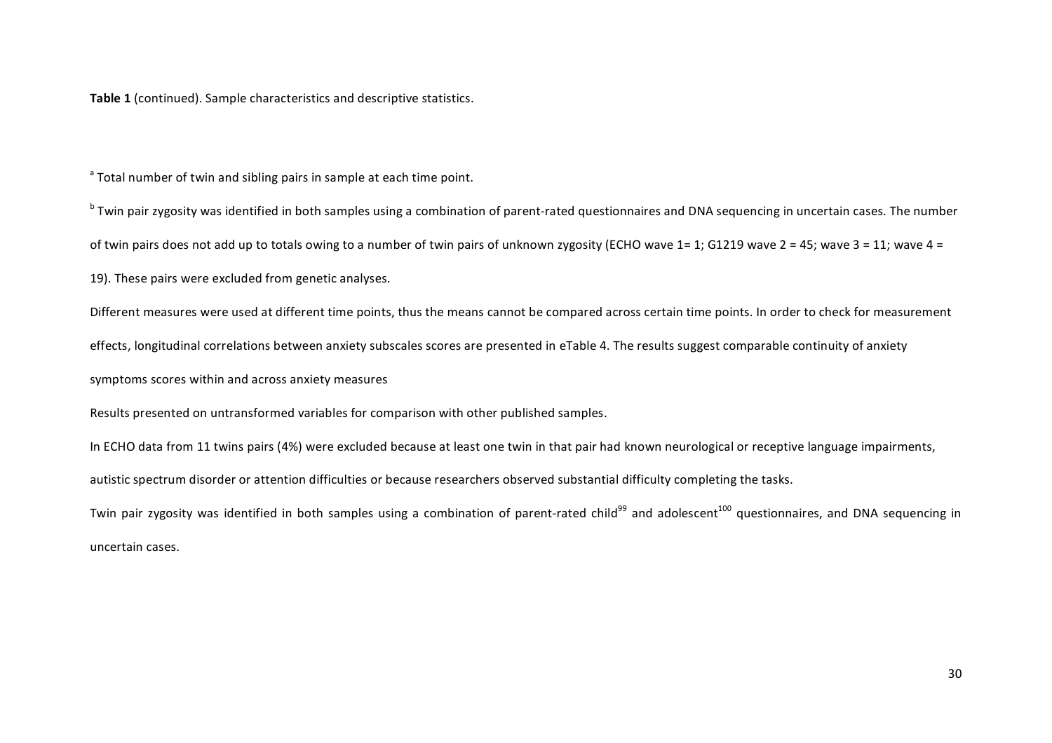**Table 1** (continued). Sample characteristics and descriptive statistics.

[a] Total number of twin and sibling pairs in sample at each time point.

[b] Twin pair zygosity was identified in both samples using a combination of parent-rated questionnaires and DNA sequencing in uncertain cases. The number of twin pairs does not add up to totals owing to a number of twin pairs of unknown zygosity (ECHO wave 1= 1; G1219 wave 2 = 45; wave 3 = 11; wave 4 = 19). These pairs were excluded from genetic analyses.

Different measures were used at different time points, thus the means cannot be compared across certain time points. In order to check for measurement effects, longitudinal correlations between anxiety subscales scores are presented in eTable 4. The results suggest comparable continuity of anxiety symptoms scores within and across anxiety measures

Results presented on untransformed variables for comparison with other published samples.

In ECHO data from 11 twins pairs (4%) were excluded because at least one twin in that pair had known neurological or receptive language impairments, autistic spectrum disorder or attention difficulties or because researchers observed substantial difficulty completing the tasks.

Twin pair zygosity was identified in both samples using a combination of parent-rated child[99] and adolescent[100] questionnaires, and DNA sequencing in uncertain cases.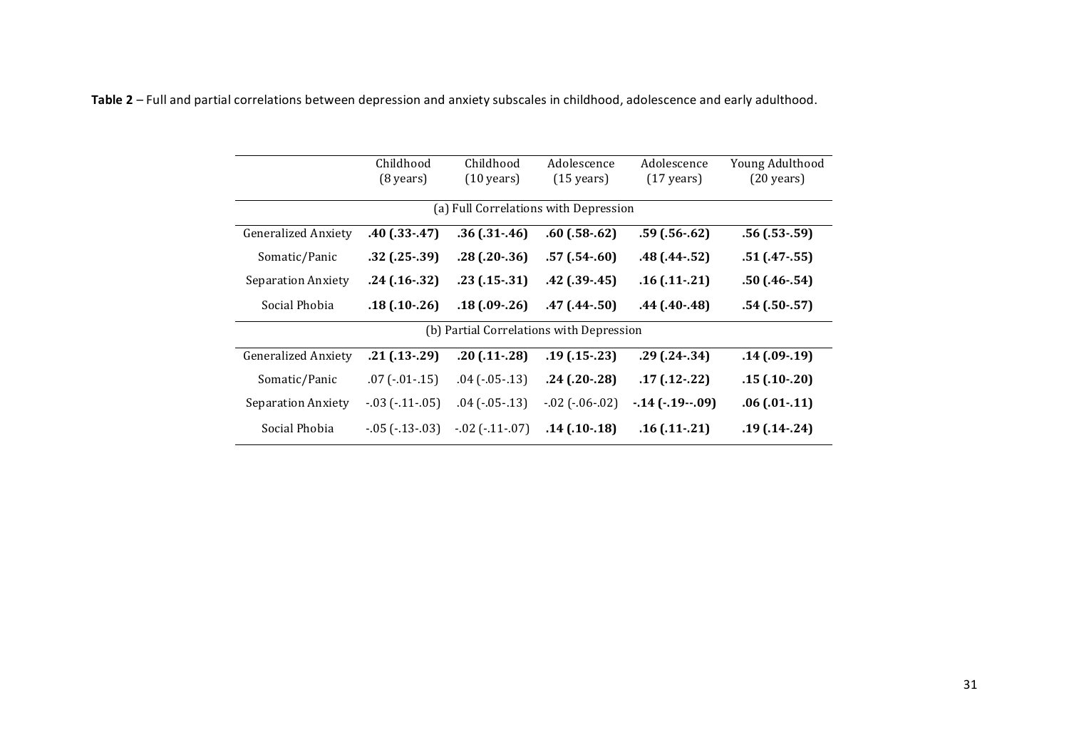**Table 2** – Full and partial correlations between depression and anxiety subscales in childhood, adolescence and early adulthood.

| | Childhood (8 years) | Childhood (10 years) | Adolescence (15 years) | Adolescence (17 years) | Young Adulthood (20 years) |
|---|---|---|---|---|---|
| (a) Full Correlations with Depression | | | | | |
| Generalized Anxiety | **.40 (.33-.47)** | **.36 (.31-.46)** | **.60 (.58-.62)** | **.59 (.56-.62)** | **.56 (.53-.59)** |
| Somatic/Panic | **.32 (.25-.39)** | **.28 (.20-.36)** | **.57 (.54-.60)** | **.48 (.44-.52)** | **.51 (.47-.55)** |
| Separation Anxiety | **.24 (.16-.32)** | **.23 (.15-.31)** | **.42 (.39-.45)** | **.16 (.11-.21)** | **.50 (.46-.54)** |
| Social Phobia | **.18 (.10-.26)** | **.18 (.09-.26)** | **.47 (.44-.50)** | **.44 (.40-.48)** | **.54 (.50-.57)** |
| (b) Partial Correlations with Depression | | | | | |
| Generalized Anxiety | **.21 (.13-.29)** | **.20 (.11-.28)** | **.19 (.15-.23)** | **.29 (.24-.34)** | **.14 (.09-.19)** |
| Somatic/Panic | .07 (-.01-.15) | .04 (-.05-.13) | **.24 (.20-.28)** | **.17 (.12-.22)** | **.15 (.10-.20)** |
| Separation Anxiety | -.03 (-.11-.05) | .04 (-.05-.13) | -.02 (-.06-.02) | **-.14 (-.19--.09)** | **.06 (.01-.11)** |
| Social Phobia | -.05 (-.13-.03) | -.02 (-.11-.07) | **.14 (.10-.18)** | **.16 (.11-.21)** | **.19 (.14-.24)** |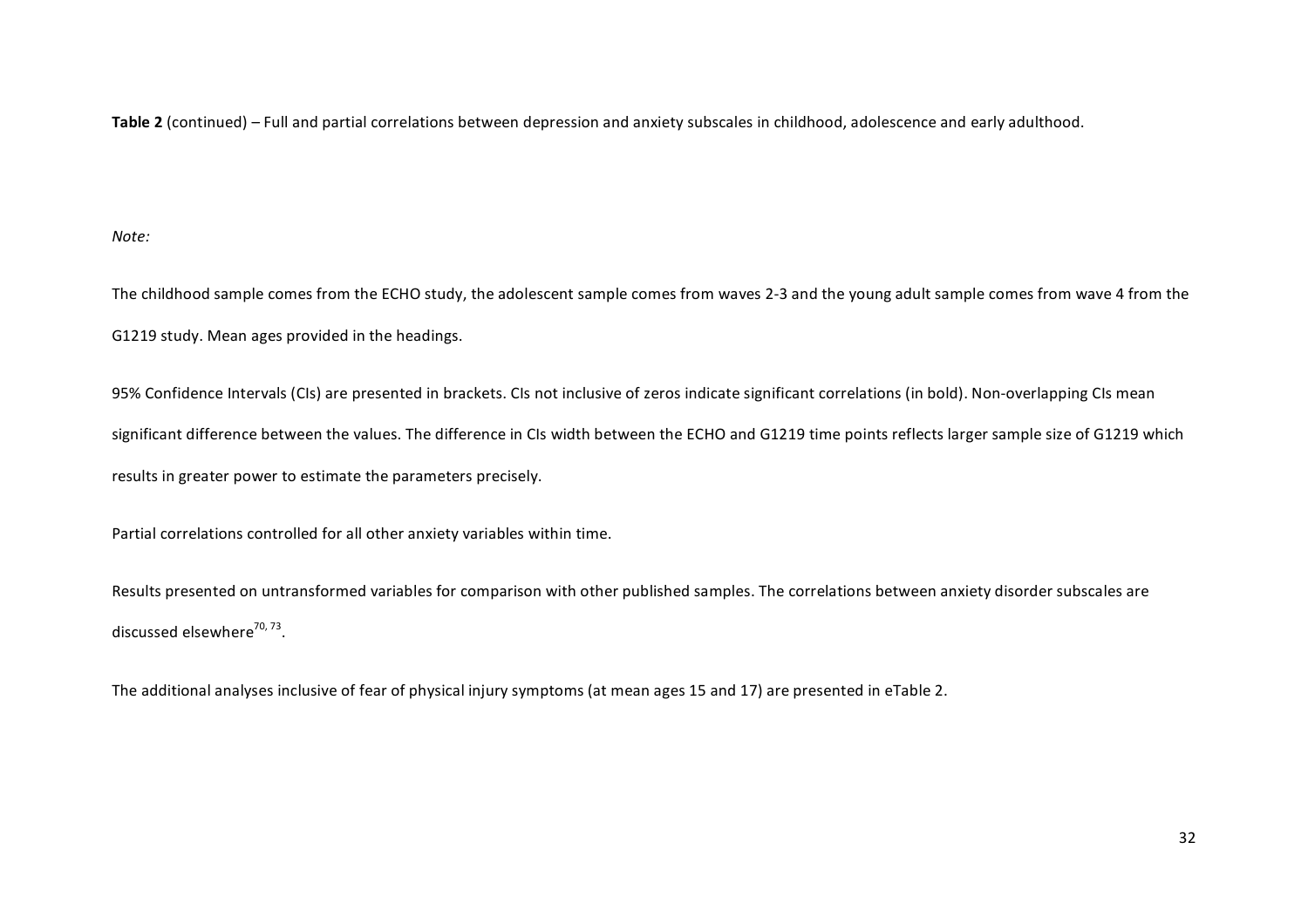**Table 2** (continued) – Full and partial correlations between depression and anxiety subscales in childhood, adolescence and early adulthood.

*Note:*

The childhood sample comes from the ECHO study, the adolescent sample comes from waves 2-3 and the young adult sample comes from wave 4 from the G1219 study. Mean ages provided in the headings.

95% Confidence Intervals (CIs) are presented in brackets. CIs not inclusive of zeros indicate significant correlations (in bold). Non-overlapping CIs mean significant difference between the values. The difference in CIs width between the ECHO and G1219 time points reflects larger sample size of G1219 which results in greater power to estimate the parameters precisely.

Partial correlations controlled for all other anxiety variables within time.

Results presented on untransformed variables for comparison with other published samples. The correlations between anxiety disorder subscales are discussed elsewhere[70, 73].

The additional analyses inclusive of fear of physical injury symptoms (at mean ages 15 and 17) are presented in eTable 2.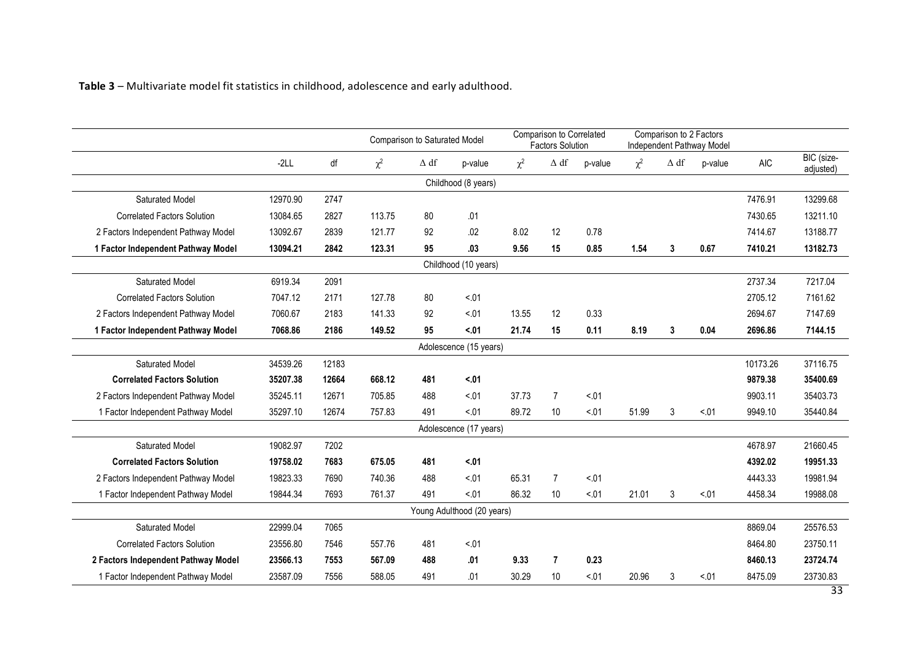**Table 3** – Multivariate model fit statistics in childhood, adolescence and early adulthood.

| | | | Comparison to Saturated Model | | | Comparison to Correlated Factors Solution | | | Comparison to 2 Factors Independent Pathway Model | | | | |
|---|---|---|---|---|---|---|---|---|---|---|---|---|---|
| | -2LL | df | $\chi^2$ | $\Delta$ df | p-value | $\chi^2$ | $\Delta$ df | p-value | $\chi^2$ | $\Delta$ df | p-value | AIC | BIC (size-adjusted) |
| **Childhood (8 years)** | | | | | | | | | | | | | |
| Saturated Model | 12970.90 | 2747 | | | | | | | | | | 7476.91 | 13299.68 |
| Correlated Factors Solution | 13084.65 | 2827 | 113.75 | 80 | .01 | | | | | | | 7430.65 | 13211.10 |
| 2 Factors Independent Pathway Model | 13092.67 | 2839 | 121.77 | 92 | .02 | 8.02 | 12 | 0.78 | | | | 7414.67 | 13188.77 |
| **1 Factor Independent Pathway Model** | **13094.21** | **2842** | **123.31** | **95** | **.03** | **9.56** | **15** | **0.85** | **1.54** | **3** | **0.67** | **7410.21** | **13182.73** |
| **Childhood (10 years)** | | | | | | | | | | | | | |
| Saturated Model | 6919.34 | 2091 | | | | | | | | | | 2737.34 | 7217.04 |
| Correlated Factors Solution | 7047.12 | 2171 | 127.78 | 80 | <.01 | | | | | | | 2705.12 | 7161.62 |
| 2 Factors Independent Pathway Model | 7060.67 | 2183 | 141.33 | 92 | <.01 | 13.55 | 12 | 0.33 | | | | 2694.67 | 7147.69 |
| **1 Factor Independent Pathway Model** | **7068.86** | **2186** | **149.52** | **95** | **<.01** | **21.74** | **15** | **0.11** | **8.19** | **3** | **0.04** | **2696.86** | **7144.15** |
| **Adolescence (15 years)** | | | | | | | | | | | | | |
| Saturated Model | 34539.26 | 12183 | | | | | | | | | | 10173.26 | 37116.75 |
| **Correlated Factors Solution** | **35207.38** | **12664** | **668.12** | **481** | **<.01** | | | | | | | **9879.38** | **35400.69** |
| 2 Factors Independent Pathway Model | 35245.11 | 12671 | 705.85 | 488 | <.01 | 37.73 | 7 | <.01 | | | | 9903.11 | 35403.73 |
| 1 Factor Independent Pathway Model | 35297.10 | 12674 | 757.83 | 491 | <.01 | 89.72 | 10 | <.01 | 51.99 | 3 | <.01 | 9949.10 | 35440.84 |
| **Adolescence (17 years)** | | | | | | | | | | | | | |
| Saturated Model | 19082.97 | 7202 | | | | | | | | | | 4678.97 | 21660.45 |
| **Correlated Factors Solution** | **19758.02** | **7683** | **675.05** | **481** | **<.01** | | | | | | | **4392.02** | **19951.33** |
| 2 Factors Independent Pathway Model | 19823.33 | 7690 | 740.36 | 488 | <.01 | 65.31 | 7 | <.01 | | | | 4443.33 | 19981.94 |
| 1 Factor Independent Pathway Model | 19844.34 | 7693 | 761.37 | 491 | <.01 | 86.32 | 10 | <.01 | 21.01 | 3 | <.01 | 4458.34 | 19988.08 |
| **Young Adulthood (20 years)** | | | | | | | | | | | | | |
| Saturated Model | 22999.04 | 7065 | | | | | | | | | | 8869.04 | 25576.53 |
| Correlated Factors Solution | 23556.80 | 7546 | 557.76 | 481 | <.01 | | | | | | | 8464.80 | 23750.11 |
| **2 Factors Independent Pathway Model** | **23566.13** | **7553** | **567.09** | **488** | **.01** | **9.33** | **7** | **0.23** | | | | **8460.13** | **23724.74** |
| 1 Factor Independent Pathway Model | 23587.09 | 7556 | 588.05 | 491 | .01 | 30.29 | 10 | <.01 | 20.96 | 3 | <.01 | 8475.09 | 23730.83 |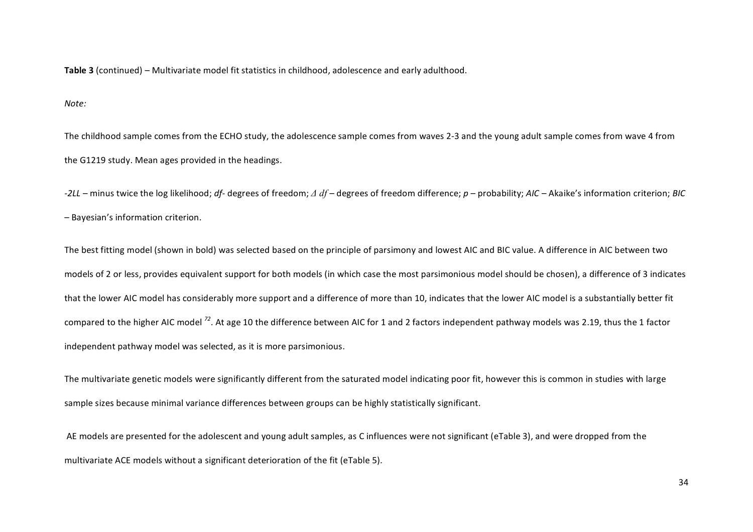**Table 3** (continued) – Multivariate model fit statistics in childhood, adolescence and early adulthood.

*Note:*

The childhood sample comes from the ECHO study, the adolescence sample comes from waves 2-3 and the young adult sample comes from wave 4 from the G1219 study. Mean ages provided in the headings.

*-2LL* – minus twice the log likelihood; *df*- degrees of freedom; $\Delta\ df$ – degrees of freedom difference; *p* – probability; *AIC* – Akaike's information criterion; *BIC* – Bayesian's information criterion.

The best fitting model (shown in bold) was selected based on the principle of parsimony and lowest AIC and BIC value. A difference in AIC between two models of 2 or less, provides equivalent support for both models (in which case the most parsimonious model should be chosen), a difference of 3 indicates that the lower AIC model has considerably more support and a difference of more than 10, indicates that the lower AIC model is a substantially better fit compared to the higher AIC model [72]. At age 10 the difference between AIC for 1 and 2 factors independent pathway models was 2.19, thus the 1 factor independent pathway model was selected, as it is more parsimonious.

The multivariate genetic models were significantly different from the saturated model indicating poor fit, however this is common in studies with large sample sizes because minimal variance differences between groups can be highly statistically significant.

AE models are presented for the adolescent and young adult samples, as C influences were not significant (eTable 3), and were dropped from the multivariate ACE models without a significant deterioration of the fit (eTable 5).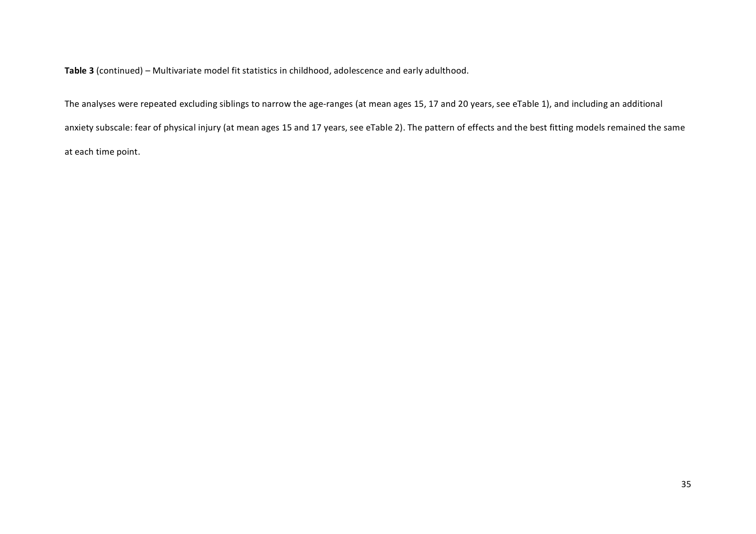**Table 3** (continued) – Multivariate model fit statistics in childhood, adolescence and early adulthood.

The analyses were repeated excluding siblings to narrow the age-ranges (at mean ages 15, 17 and 20 years, see eTable 1), and including an additional anxiety subscale: fear of physical injury (at mean ages 15 and 17 years, see eTable 2). The pattern of effects and the best fitting models remained the same at each time point.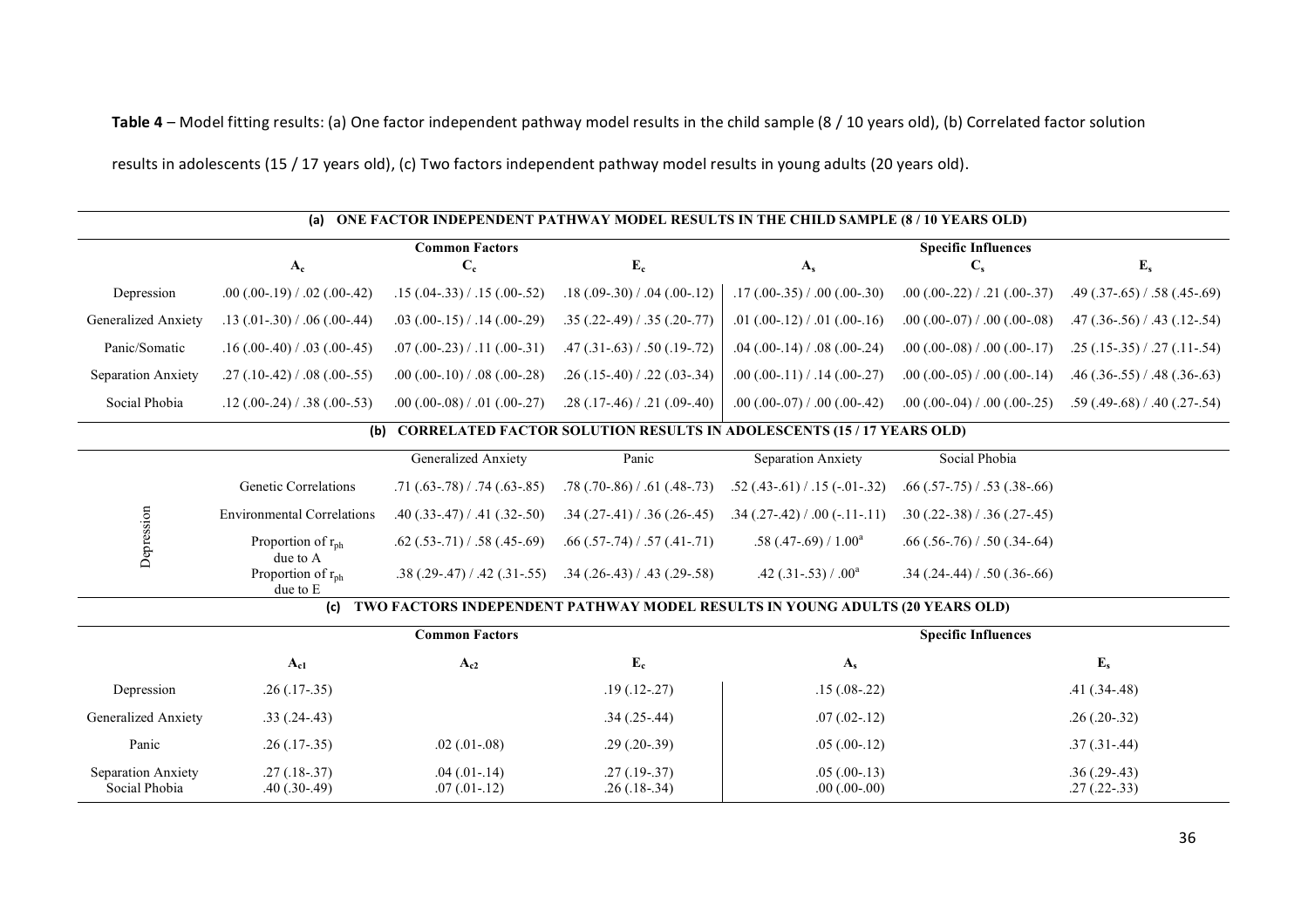**Table 4** – Model fitting results: (a) One factor independent pathway model results in the child sample (8 / 10 years old), (b) Correlated factor solution results in adolescents (15 / 17 years old), (c) Two factors independent pathway model results in young adults (20 years old).

**(a) ONE FACTOR INDEPENDENT PATHWAY MODEL RESULTS IN THE CHILD SAMPLE (8 / 10 YEARS OLD)**

| | Common Factors | | | Specific Influences | | |
|---|---|---|---|---|---|---|
| | $A_c$ | $C_c$ | $E_c$ | $A_s$ | $C_s$ | $E_s$ |
| Depression | .00 (.00-.19) / .02 (.00-.42) | .15 (.04-.33) / .15 (.00-.52) | .18 (.09-.30) / .04 (.00-.12) | .17 (.00-.35) / .00 (.00-.30) | .00 (.00-.22) / .21 (.00-.37) | .49 (.37-.65) / .58 (.45-.69) |
| Generalized Anxiety | .13 (.01-.30) / .06 (.00-.44) | .03 (.00-.15) / .14 (.00-.29) | .35 (.22-.49) / .35 (.20-.77) | .01 (.00-.12) / .01 (.00-.16) | .00 (.00-.07) / .00 (.00-.08) | .47 (.36-.56) / .43 (.12-.54) |
| Panic/Somatic | .16 (.00-.40) / .03 (.00-.45) | .07 (.00-.23) / .11 (.00-.31) | .47 (.31-.63) / .50 (.19-.72) | .04 (.00-.14) / .08 (.00-.24) | .00 (.00-.08) / .00 (.00-.17) | .25 (.15-.35) / .27 (.11-.54) |
| Separation Anxiety | .27 (.10-.42) / .08 (.00-.55) | .00 (.00-.10) / .08 (.00-.28) | .26 (.15-.40) / .22 (.03-.34) | .00 (.00-.11) / .14 (.00-.27) | .00 (.00-.05) / .00 (.00-.14) | .46 (.36-.55) / .48 (.36-.63) |
| Social Phobia | .12 (.00-.24) / .38 (.00-.53) | .00 (.00-.08) / .01 (.00-.27) | .28 (.17-.46) / .21 (.09-.40) | .00 (.00-.07) / .00 (.00-.42) | .00 (.00-.04) / .00 (.00-.25) | .59 (.49-.68) / .40 (.27-.54) |

**(b) CORRELATED FACTOR SOLUTION RESULTS IN ADOLESCENTS (15 / 17 YEARS OLD)**

| | | Generalized Anxiety | Panic | Separation Anxiety | Social Phobia |
|---|---|---|---|---|---|
| Depression | Genetic Correlations | .71 (.63-.78) / .74 (.63-.85) | .78 (.70-.86) / .61 (.48-.73) | .52 (.43-.61) / .15 (-.01-.32) | .66 (.57-.75) / .53 (.38-.66) |
| | Environmental Correlations | .40 (.33-.47) / .41 (.32-.50) | .34 (.27-.41) / .36 (.26-.45) | .34 (.27-.42) / .00 (-.11-.11) | .30 (.22-.38) / .36 (.27-.45) |
| | Proportion of $r_{ph}$ due to A | .62 (.53-.71) / .58 (.45-.69) | .66 (.57-.74) / .57 (.41-.71) | .58 (.47-.69) / 1.00[a] | .66 (.56-.76) / .50 (.34-.64) |
| | Proportion of $r_{ph}$ due to E | .38 (.29-.47) / .42 (.31-.55) | .34 (.26-.43) / .43 (.29-.58) | .42 (.31-.53) / .00[a] | .34 (.24-.44) / .50 (.36-.66) |

**(c) TWO FACTORS INDEPENDENT PATHWAY MODEL RESULTS IN YOUNG ADULTS (20 YEARS OLD)**

| | Common Factors | | | Specific Influences | |
|---|---|---|---|---|---|
| | $A_{c1}$ | $A_{c2}$ | $E_c$ | $A_s$ | $E_s$ |
| Depression | .26 (.17-.35) | | .19 (.12-.27) | .15 (.08-.22) | .41 (.34-.48) |
| Generalized Anxiety | .33 (.24-.43) | | .34 (.25-.44) | .07 (.02-.12) | .26 (.20-.32) |
| Panic | .26 (.17-.35) | .02 (.01-.08) | .29 (.20-.39) | .05 (.00-.12) | .37 (.31-.44) |
| Separation Anxiety | .27 (.18-.37) | .04 (.01-.14) | .27 (.19-.37) | .05 (.00-.13) | .36 (.29-.43) |
| Social Phobia | .40 (.30-.49) | .07 (.01-.12) | .26 (.18-.34) | .00 (.00-.00) | .27 (.22-.33) |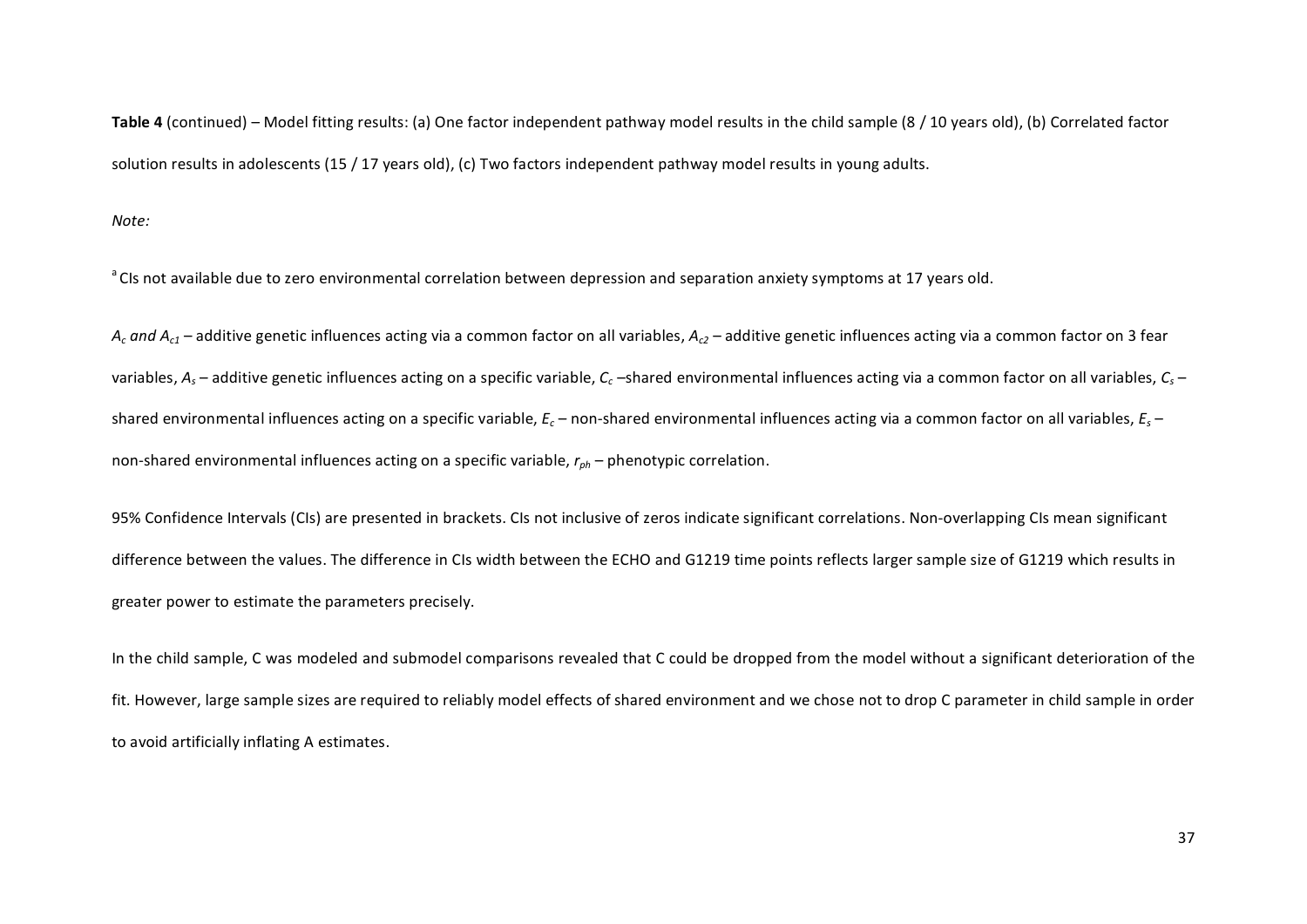**Table 4** (continued) – Model fitting results: (a) One factor independent pathway model results in the child sample (8 / 10 years old), (b) Correlated factor solution results in adolescents (15 / 17 years old), (c) Two factors independent pathway model results in young adults.

*Note:*

[a] CIs not available due to zero environmental correlation between depression and separation anxiety symptoms at 17 years old.

*$A_c$ and $A_{c1}$* – additive genetic influences acting via a common factor on all variables, *$A_{c2}$* – additive genetic influences acting via a common factor on 3 fear variables, *$A_s$* – additive genetic influences acting on a specific variable, *$C_c$* –shared environmental influences acting via a common factor on all variables, *$C_s$* – shared environmental influences acting on a specific variable, *$E_c$* – non-shared environmental influences acting via a common factor on all variables, *$E_s$* – non-shared environmental influences acting on a specific variable, *$r_{ph}$* – phenotypic correlation.

95% Confidence Intervals (CIs) are presented in brackets. CIs not inclusive of zeros indicate significant correlations. Non-overlapping CIs mean significant difference between the values. The difference in CIs width between the ECHO and G1219 time points reflects larger sample size of G1219 which results in greater power to estimate the parameters precisely.

In the child sample, C was modeled and submodel comparisons revealed that C could be dropped from the model without a significant deterioration of the fit. However, large sample sizes are required to reliably model effects of shared environment and we chose not to drop C parameter in child sample in order to avoid artificially inflating A estimates.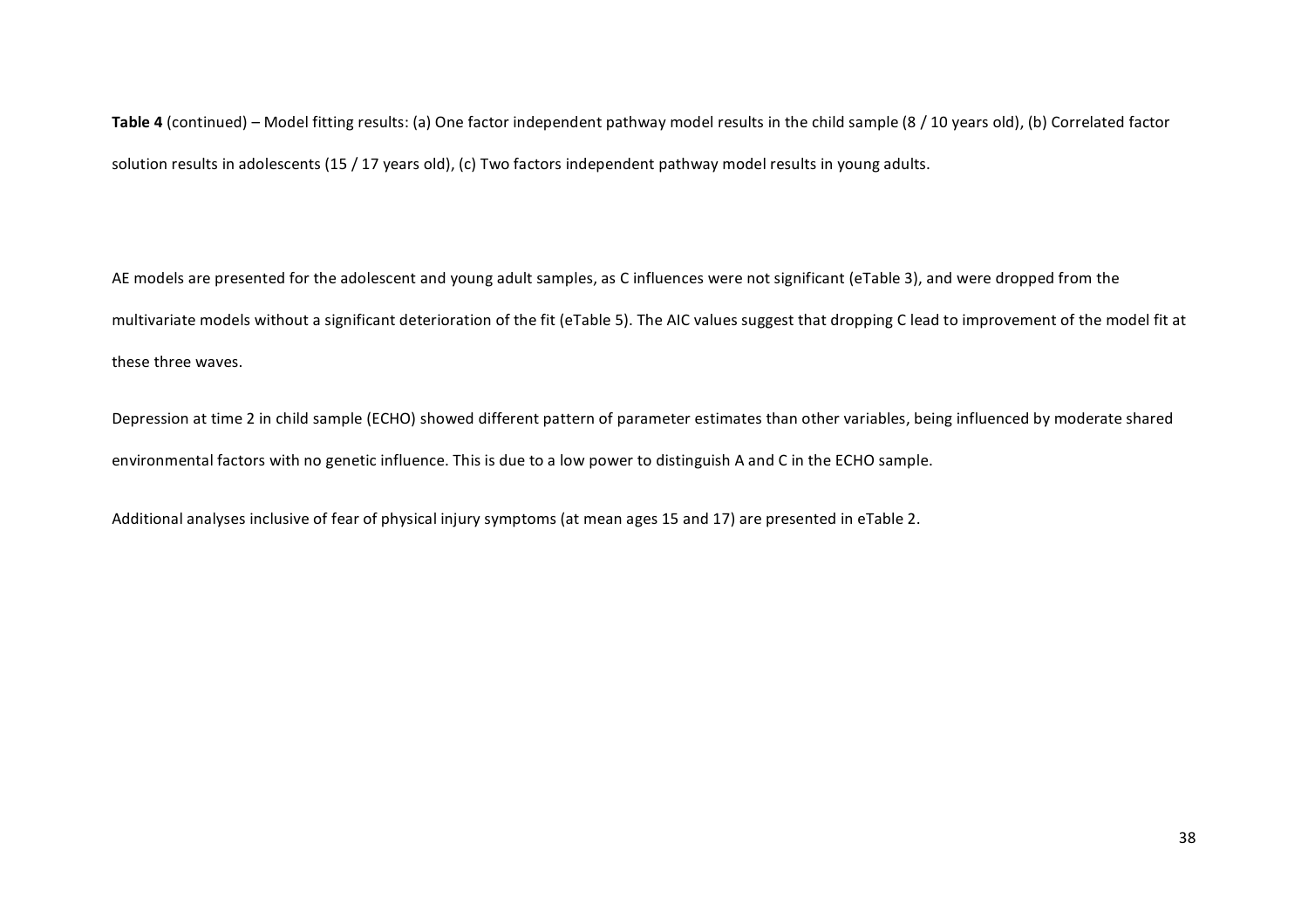**Table 4** (continued) – Model fitting results: (a) One factor independent pathway model results in the child sample (8 / 10 years old), (b) Correlated factor solution results in adolescents (15 / 17 years old), (c) Two factors independent pathway model results in young adults.

AE models are presented for the adolescent and young adult samples, as C influences were not significant (eTable 3), and were dropped from the multivariate models without a significant deterioration of the fit (eTable 5). The AIC values suggest that dropping C lead to improvement of the model fit at these three waves.

Depression at time 2 in child sample (ECHO) showed different pattern of parameter estimates than other variables, being influenced by moderate shared environmental factors with no genetic influence. This is due to a low power to distinguish A and C in the ECHO sample.

Additional analyses inclusive of fear of physical injury symptoms (at mean ages 15 and 17) are presented in eTable 2.